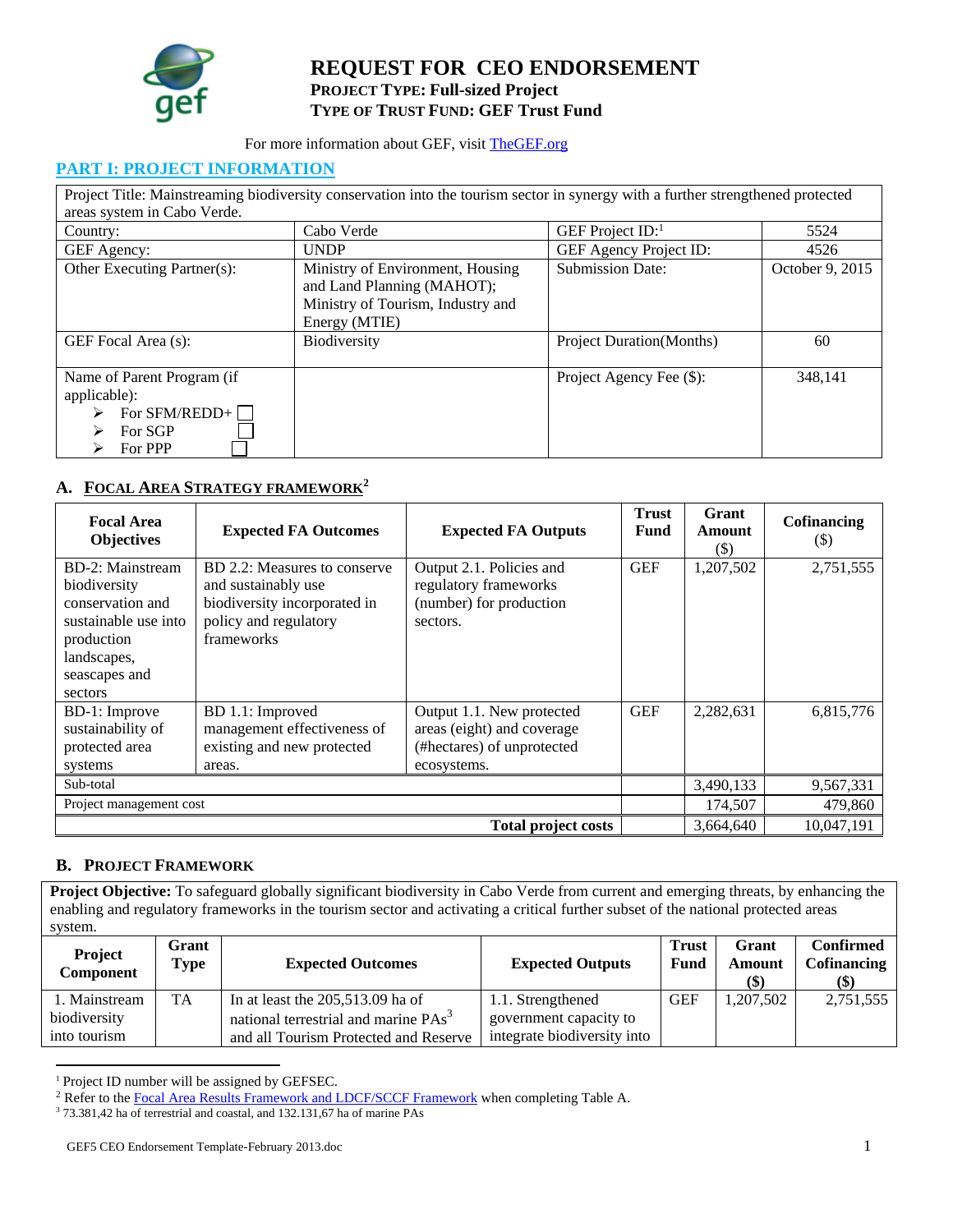# REQUEST FOR CEO ENDORSEMENT

**PROJECT TYPE: Full-sized Project**
**TYPE OF TRUST FUND: GEF Trust Fund**

For more information about GEF, visit TheGEF.org

## PART I: PROJECT INFORMATION

| Project Title: Mainstreaming biodiversity conservation into the tourism sector in synergy with a further strengthened protected areas system in Cabo Verde. | | | |
|---|---|---|---|
| Country: | Cabo Verde | GEF Project ID:[1] | 5524 |
| GEF Agency: | UNDP | GEF Agency Project ID: | 4526 |
| Other Executing Partner(s): | Ministry of Environment, Housing and Land Planning (MAHOT); Ministry of Tourism, Industry and Energy (MTIE) | Submission Date: | October 9, 2015 |
| GEF Focal Area (s): | Biodiversity | Project Duration(Months) | 60 |
| Name of Parent Program (if applicable): ➢ For SFM/REDD+ ☐ ➢ For SGP ☐ ➢ For PPP ☐ | | Project Agency Fee ($): | 348,141 |

### A. FOCAL AREA STRATEGY FRAMEWORK[2]

| Focal Area Objectives | Expected FA Outcomes | Expected FA Outputs | Trust Fund | Grant Amount ($) | Cofinancing ($) |
|---|---|---|---|---|---|
| BD-2: Mainstream biodiversity conservation and sustainable use into production landscapes, seascapes and sectors | BD 2.2: Measures to conserve and sustainably use biodiversity incorporated in policy and regulatory frameworks | Output 2.1. Policies and regulatory frameworks (number) for production sectors. | GEF | 1,207,502 | 2,751,555 |
| BD-1: Improve sustainability of protected area systems | BD 1.1: Improved management effectiveness of existing and new protected areas. | Output 1.1. New protected areas (eight) and coverage (#hectares) of unprotected ecosystems. | GEF | 2,282,631 | 6,815,776 |
| Sub-total | | | | 3,490,133 | 9,567,331 |
| Project management cost | | | | 174,507 | 479,860 |
| **Total project costs** | | | | 3,664,640 | 10,047,191 |

### B. PROJECT FRAMEWORK

| **Project Objective:** To safeguard globally significant biodiversity in Cabo Verde from current and emerging threats, by enhancing the enabling and regulatory frameworks in the tourism sector and activating a critical further subset of the national protected areas system. | | | | | | |
|---|---|---|---|---|---|---|
| **Project Component** | **Grant Type** | **Expected Outcomes** | **Expected Outputs** | **Trust Fund** | **Grant Amount ($)** | **Confirmed Cofinancing ($)** |
| 1. Mainstream biodiversity into tourism | TA | In at least the 205,513.09 ha of national terrestrial and marine PAs[3] and all Tourism Protected and Reserve | 1.1. Strengthened government capacity to integrate biodiversity into | GEF | 1,207,502 | 2,751,555 |

[1] Project ID number will be assigned by GEFSEC.
[2] Refer to the Focal Area Results Framework and LDCF/SCCF Framework when completing Table A.
[3] 73.381,42 ha of terrestrial and coastal, and 132.131,67 ha of marine PAs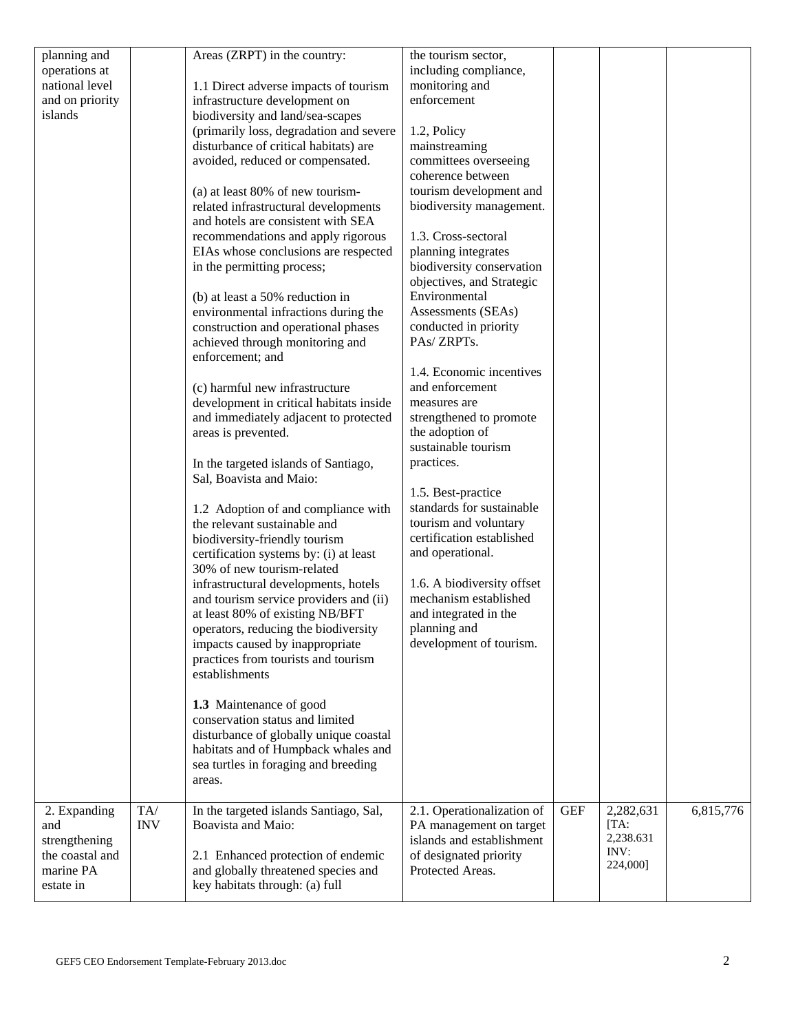| | | | | | | |
|---|---|---|---|---|---|---|
| planning and operations at national level and on priority islands | | Areas (ZRPT) in the country:<br><br>1.1 Direct adverse impacts of tourism infrastructure development on biodiversity and land/sea-scapes (primarily loss, degradation and severe disturbance of critical habitats) are avoided, reduced or compensated.<br><br>(a) at least 80% of new tourism-related infrastructural developments and hotels are consistent with SEA recommendations and apply rigorous EIAs whose conclusions are respected in the permitting process;<br><br>(b) at least a 50% reduction in environmental infractions during the construction and operational phases achieved through monitoring and enforcement; and<br><br>(c) harmful new infrastructure development in critical habitats inside and immediately adjacent to protected areas is prevented.<br><br>In the targeted islands of Santiago, Sal, Boavista and Maio:<br><br>1.2 Adoption of and compliance with the relevant sustainable and biodiversity-friendly tourism certification systems by: (i) at least 30% of new tourism-related infrastructural developments, hotels and tourism service providers and (ii) at least 80% of existing NB/BFT operators, reducing the biodiversity impacts caused by inappropriate practices from tourists and tourism establishments<br><br>**1.3** Maintenance of good conservation status and limited disturbance of globally unique coastal habitats and of Humpback whales and sea turtles in foraging and breeding areas. | the tourism sector, including compliance, monitoring and enforcement<br><br>1.2, Policy mainstreaming committees overseeing coherence between tourism development and biodiversity management.<br><br>1.3. Cross-sectoral planning integrates biodiversity conservation objectives, and Strategic Environmental Assessments (SEAs) conducted in priority PAs/ ZRPTs.<br><br>1.4. Economic incentives and enforcement measures are strengthened to promote the adoption of sustainable tourism practices.<br><br>1.5. Best-practice standards for sustainable tourism and voluntary certification established and operational.<br><br>1.6. A biodiversity offset mechanism established and integrated in the planning and development of tourism. | | | |
| 2. Expanding and strengthening the coastal and marine PA estate in | TA/ INV | In the targeted islands Santiago, Sal, Boavista and Maio:<br><br>2.1 Enhanced protection of endemic and globally threatened species and key habitats through: (a) full | 2.1. Operationalization of PA management on target islands and establishment of designated priority Protected Areas. | GEF | 2,282,631 [TA: 2,238.631 INV: 224,000] | 6,815,776 |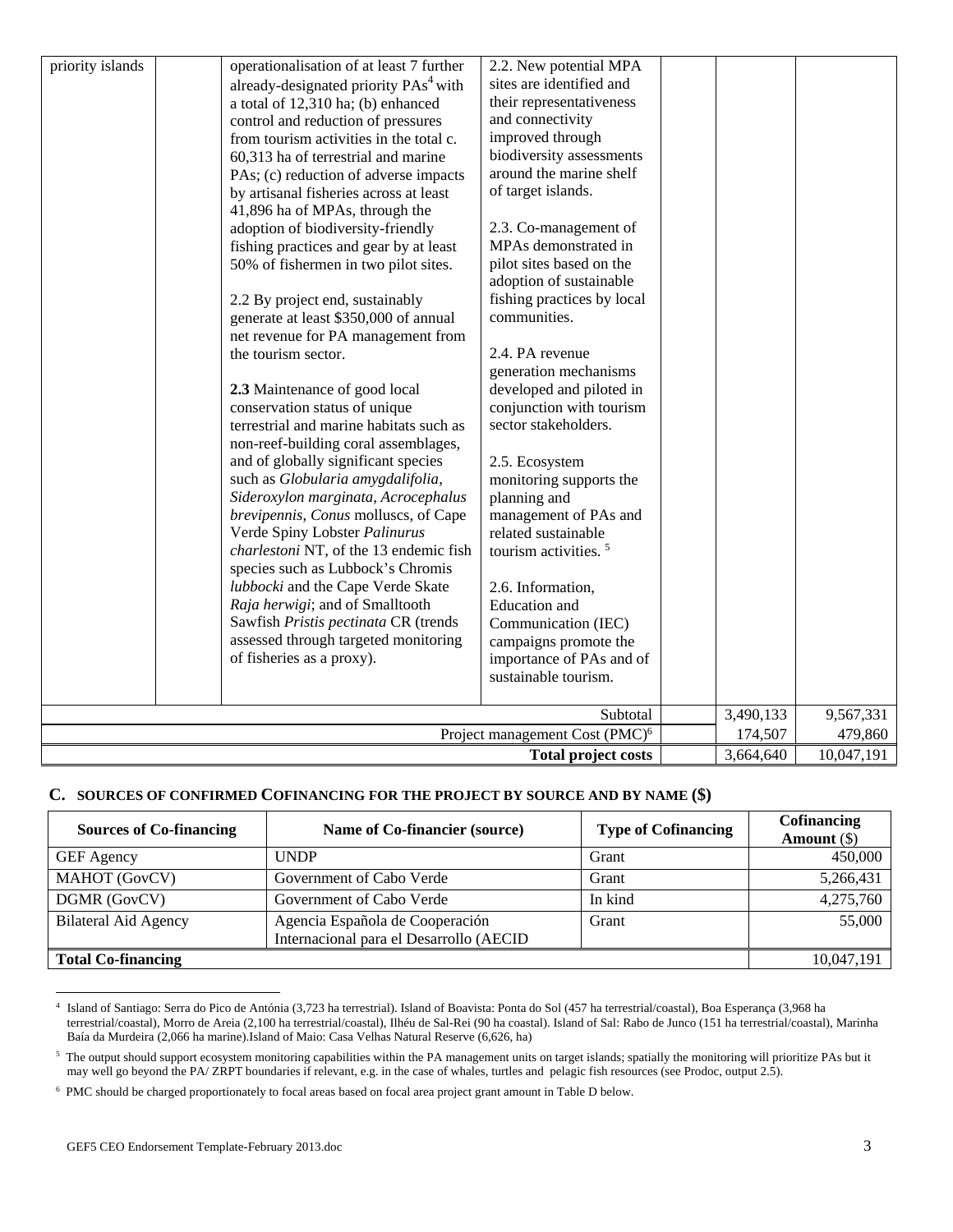| priority islands | | operationalisation of at least 7 further already-designated priority PAs[4] with a total of 12,310 ha; (b) enhanced control and reduction of pressures from tourism activities in the total c. 60,313 ha of terrestrial and marine PAs; (c) reduction of adverse impacts by artisanal fisheries across at least 41,896 ha of MPAs, through the adoption of biodiversity-friendly fishing practices and gear by at least 50% of fishermen in two pilot sites.<br><br>2.2 By project end, sustainably generate at least $350,000 of annual net revenue for PA management from the tourism sector.<br><br>**2.3** Maintenance of good local conservation status of unique terrestrial and marine habitats such as non-reef-building coral assemblages, and of globally significant species such as *Globularia amygdalifolia*, *Sideroxylon marginata*, *Acrocephalus brevipennis, Conus* molluscs, of Cape Verde Spiny Lobster *Palinurus charlestoni* NT, of the 13 endemic fish species such as Lubbock's Chromis *lubbocki* and the Cape Verde Skate *Raja herwigi*; and of Smalltooth Sawfish *Pristis pectinata* CR (trends assessed through targeted monitoring of fisheries as a proxy). | 2.2. New potential MPA sites are identified and their representativeness and connectivity improved through biodiversity assessments around the marine shelf of target islands.<br><br>2.3. Co-management of MPAs demonstrated in pilot sites based on the adoption of sustainable fishing practices by local communities.<br><br>2.4. PA revenue generation mechanisms developed and piloted in conjunction with tourism sector stakeholders.<br><br>2.5. Ecosystem monitoring supports the planning and management of PAs and related sustainable tourism activities. [5]<br><br>2.6. Information, Education and Communication (IEC) campaigns promote the importance of PAs and of sustainable tourism. | | | |
|---|---|---|---|---|---|---|
| | | | Subtotal | | 3,490,133 | 9,567,331 |
| | | | Project management Cost (PMC)[6] | | 174,507 | 479,860 |
| | | | **Total project costs** | | 3,664,640 | 10,047,191 |

## C. Sources of Confirmed Cofinancing for the Project by Source and by Name ($)

| Sources of Co-financing | Name of Co-financier (source) | Type of Cofinancing | Cofinancing Amount ($) |
|---|---|---|---|
| GEF Agency | UNDP | Grant | 450,000 |
| MAHOT (GovCV) | Government of Cabo Verde | Grant | 5,266,431 |
| DGMR (GovCV) | Government of Cabo Verde | In kind | 4,275,760 |
| Bilateral Aid Agency | Agencia Española de Cooperación Internacional para el Desarrollo (AECID | Grant | 55,000 |
| **Total Co-financing** | | | 10,047,191 |

[4] Island of Santiago: Serra do Pico de Antónia (3,723 ha terrestrial). Island of Boavista: Ponta do Sol (457 ha terrestrial/coastal), Boa Esperança (3,968 ha terrestrial/coastal), Morro de Areia (2,100 ha terrestrial/coastal), Ilhéu de Sal-Rei (90 ha coastal). Island of Sal: Rabo de Junco (151 ha terrestrial/coastal), Marinha Baía da Murdeira (2,066 ha marine).Island of Maio: Casa Velhas Natural Reserve (6,626, ha)

[5] The output should support ecosystem monitoring capabilities within the PA management units on target islands; spatially the monitoring will prioritize PAs but it may well go beyond the PA/ ZRPT boundaries if relevant, e.g. in the case of whales, turtles and pelagic fish resources (see Prodoc, output 2.5).

[6] PMC should be charged proportionately to focal areas based on focal area project grant amount in Table D below.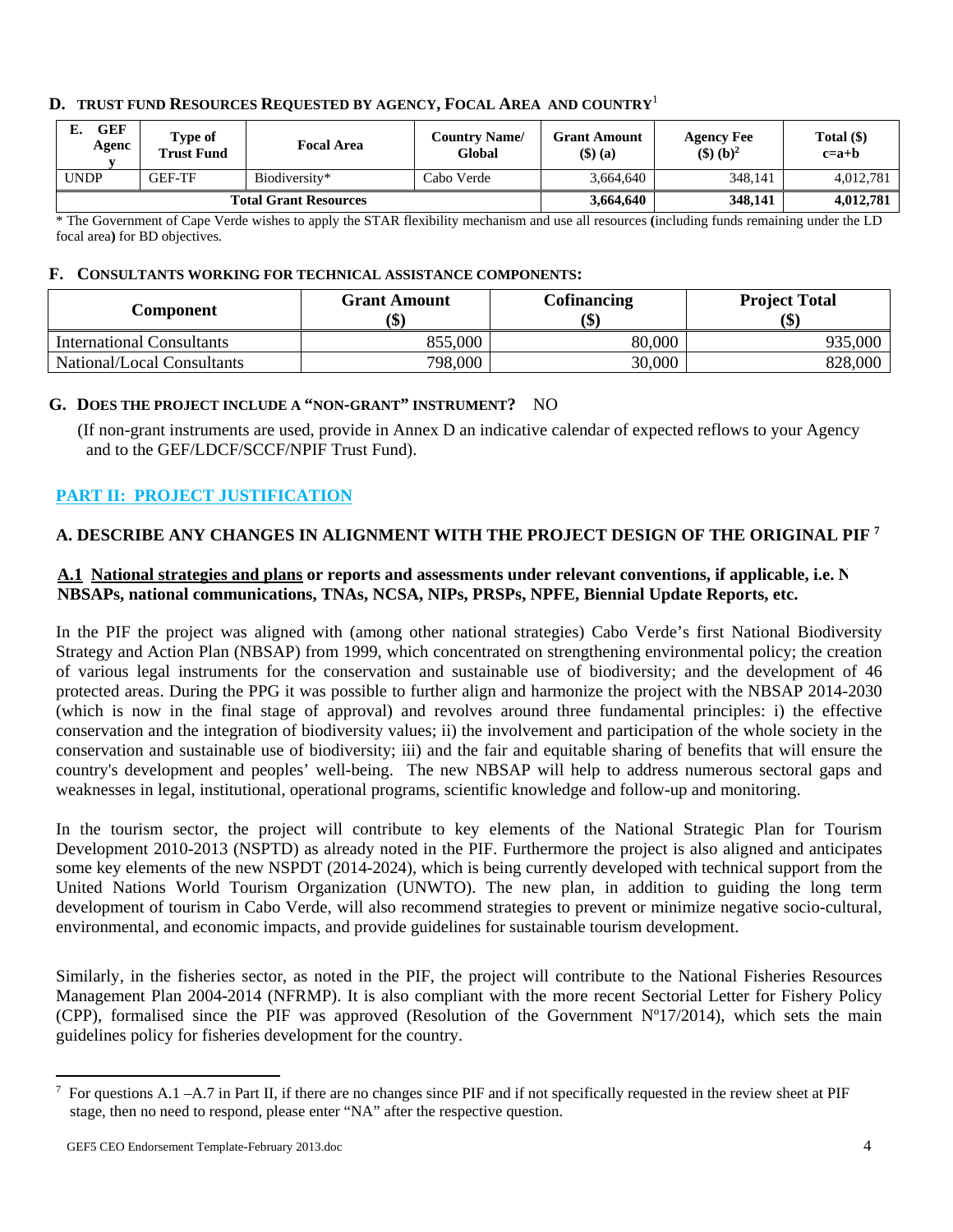## D. Trust Fund Resources Requested by Agency, Focal Area and Country[1]

| E. GEF Agency | Type of Trust Fund | Focal Area | Country Name/ Global | Grant Amount ($) (a) | Agency Fee ($) (b)[2] | Total ($) c=a+b |
|---|---|---|---|---|---|---|
| UNDP | GEF-TF | Biodiversity* | Cabo Verde | 3,664,640 | 348,141 | 4,012,781 |
| **Total Grant Resources** | | | | **3,664,640** | **348,141** | **4,012,781** |

\* The Government of Cape Verde wishes to apply the STAR flexibility mechanism and use all resources **(**including funds remaining under the LD focal area**)** for BD objectives.

## F. Consultants Working for Technical Assistance Components:

| Component | Grant Amount ($) | Cofinancing ($) | Project Total ($) |
|---|---|---|---|
| International Consultants | 855,000 | 80,000 | 935,000 |
| National/Local Consultants | 798,000 | 30,000 | 828,000 |

## G. Does the project include a "non-grant" instrument? NO

(If non-grant instruments are used, provide in Annex D an indicative calendar of expected reflows to your Agency and to the GEF/LDCF/SCCF/NPIF Trust Fund).

# PART II: PROJECT JUSTIFICATION

## A. DESCRIBE ANY CHANGES IN ALIGNMENT WITH THE PROJECT DESIGN OF THE ORIGINAL PIF [7]

### A.1 National strategies and plans or reports and assessments under relevant conventions, if applicable, i.e. NBSAPs, national communications, TNAs, NCSA, NIPs, PRSPs, NPFE, Biennial Update Reports, etc.

In the PIF the project was aligned with (among other national strategies) Cabo Verde's first National Biodiversity Strategy and Action Plan (NBSAP) from 1999, which concentrated on strengthening environmental policy; the creation of various legal instruments for the conservation and sustainable use of biodiversity; and the development of 46 protected areas. During the PPG it was possible to further align and harmonize the project with the NBSAP 2014-2030 (which is now in the final stage of approval) and revolves around three fundamental principles: i) the effective conservation and the integration of biodiversity values; ii) the involvement and participation of the whole society in the conservation and sustainable use of biodiversity; iii) and the fair and equitable sharing of benefits that will ensure the country's development and peoples' well-being. The new NBSAP will help to address numerous sectoral gaps and weaknesses in legal, institutional, operational programs, scientific knowledge and follow-up and monitoring.

In the tourism sector, the project will contribute to key elements of the National Strategic Plan for Tourism Development 2010-2013 (NSPTD) as already noted in the PIF. Furthermore the project is also aligned and anticipates some key elements of the new NSPDT (2014-2024), which is being currently developed with technical support from the United Nations World Tourism Organization (UNWTO). The new plan, in addition to guiding the long term development of tourism in Cabo Verde, will also recommend strategies to prevent or minimize negative socio-cultural, environmental, and economic impacts, and provide guidelines for sustainable tourism development.

Similarly, in the fisheries sector, as noted in the PIF, the project will contribute to the National Fisheries Resources Management Plan 2004-2014 (NFRMP). It is also compliant with the more recent Sectorial Letter for Fishery Policy (CPP), formalised since the PIF was approved (Resolution of the Government Nº17/2014), which sets the main guidelines policy for fisheries development for the country.

[7] For questions A.1 –A.7 in Part II, if there are no changes since PIF and if not specifically requested in the review sheet at PIF stage, then no need to respond, please enter "NA" after the respective question.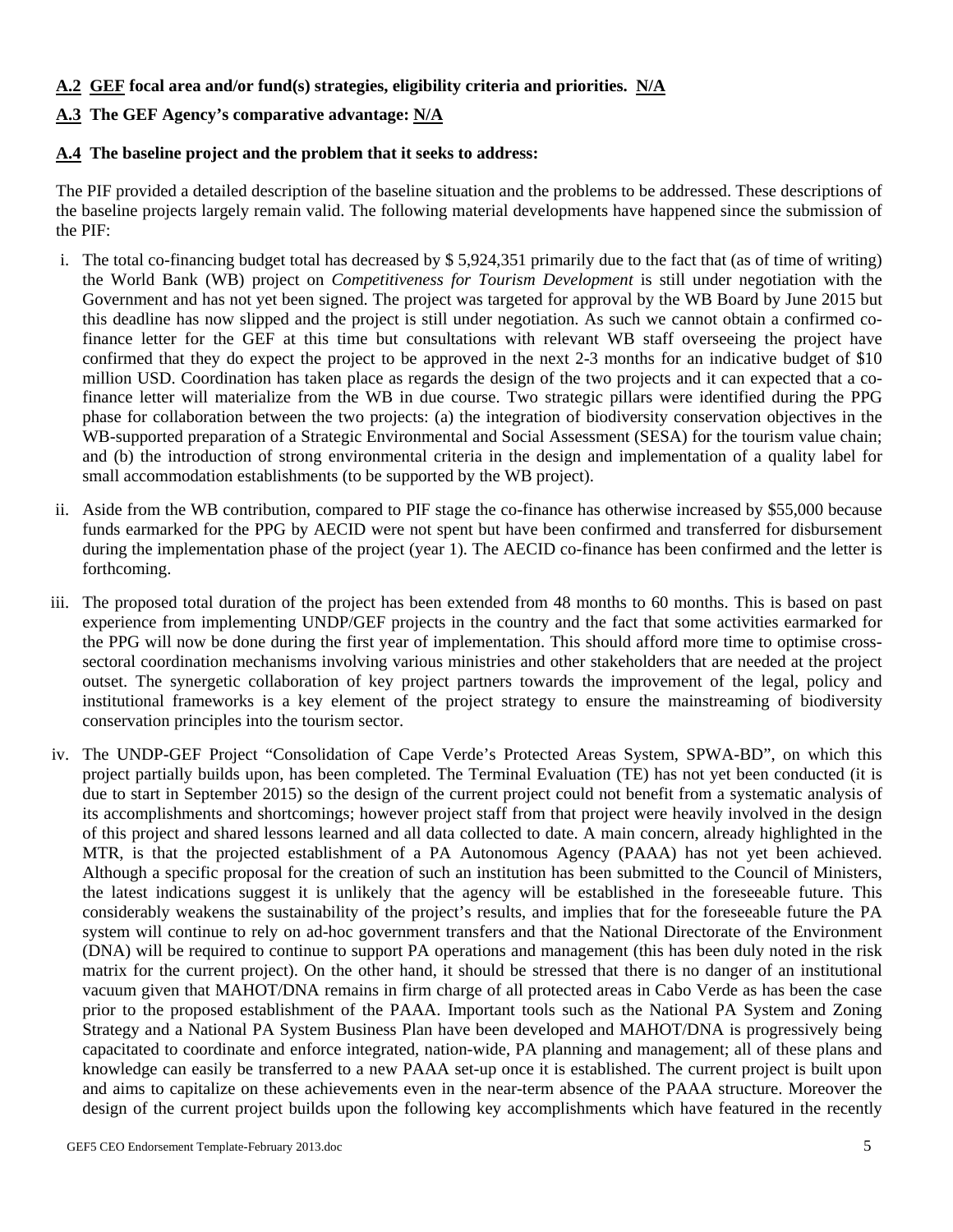**A.2 GEF focal area and/or fund(s) strategies, eligibility criteria and priorities. N/A**

**A.3 The GEF Agency's comparative advantage: N/A**

**A.4 The baseline project and the problem that it seeks to address:**

The PIF provided a detailed description of the baseline situation and the problems to be addressed. These descriptions of the baseline projects largely remain valid. The following material developments have happened since the submission of the PIF:

i. The total co-financing budget total has decreased by $ 5,924,351 primarily due to the fact that (as of time of writing) the World Bank (WB) project on *Competitiveness for Tourism Development* is still under negotiation with the Government and has not yet been signed. The project was targeted for approval by the WB Board by June 2015 but this deadline has now slipped and the project is still under negotiation. As such we cannot obtain a confirmed co-finance letter for the GEF at this time but consultations with relevant WB staff overseeing the project have confirmed that they do expect the project to be approved in the next 2-3 months for an indicative budget of $10 million USD. Coordination has taken place as regards the design of the two projects and it can expected that a co-finance letter will materialize from the WB in due course. Two strategic pillars were identified during the PPG phase for collaboration between the two projects: (a) the integration of biodiversity conservation objectives in the WB-supported preparation of a Strategic Environmental and Social Assessment (SESA) for the tourism value chain; and (b) the introduction of strong environmental criteria in the design and implementation of a quality label for small accommodation establishments (to be supported by the WB project).

ii. Aside from the WB contribution, compared to PIF stage the co-finance has otherwise increased by $55,000 because funds earmarked for the PPG by AECID were not spent but have been confirmed and transferred for disbursement during the implementation phase of the project (year 1). The AECID co-finance has been confirmed and the letter is forthcoming.

iii. The proposed total duration of the project has been extended from 48 months to 60 months. This is based on past experience from implementing UNDP/GEF projects in the country and the fact that some activities earmarked for the PPG will now be done during the first year of implementation. This should afford more time to optimise cross-sectoral coordination mechanisms involving various ministries and other stakeholders that are needed at the project outset. The synergetic collaboration of key project partners towards the improvement of the legal, policy and institutional frameworks is a key element of the project strategy to ensure the mainstreaming of biodiversity conservation principles into the tourism sector.

iv. The UNDP-GEF Project "Consolidation of Cape Verde's Protected Areas System, SPWA-BD", on which this project partially builds upon, has been completed. The Terminal Evaluation (TE) has not yet been conducted (it is due to start in September 2015) so the design of the current project could not benefit from a systematic analysis of its accomplishments and shortcomings; however project staff from that project were heavily involved in the design of this project and shared lessons learned and all data collected to date. A main concern, already highlighted in the MTR, is that the projected establishment of a PA Autonomous Agency (PAAA) has not yet been achieved. Although a specific proposal for the creation of such an institution has been submitted to the Council of Ministers, the latest indications suggest it is unlikely that the agency will be established in the foreseeable future. This considerably weakens the sustainability of the project's results, and implies that for the foreseeable future the PA system will continue to rely on ad-hoc government transfers and that the National Directorate of the Environment (DNA) will be required to continue to support PA operations and management (this has been duly noted in the risk matrix for the current project). On the other hand, it should be stressed that there is no danger of an institutional vacuum given that MAHOT/DNA remains in firm charge of all protected areas in Cabo Verde as has been the case prior to the proposed establishment of the PAAA. Important tools such as the National PA System and Zoning Strategy and a National PA System Business Plan have been developed and MAHOT/DNA is progressively being capacitated to coordinate and enforce integrated, nation-wide, PA planning and management; all of these plans and knowledge can easily be transferred to a new PAAA set-up once it is established. The current project is built upon and aims to capitalize on these achievements even in the near-term absence of the PAAA structure. Moreover the design of the current project builds upon the following key accomplishments which have featured in the recently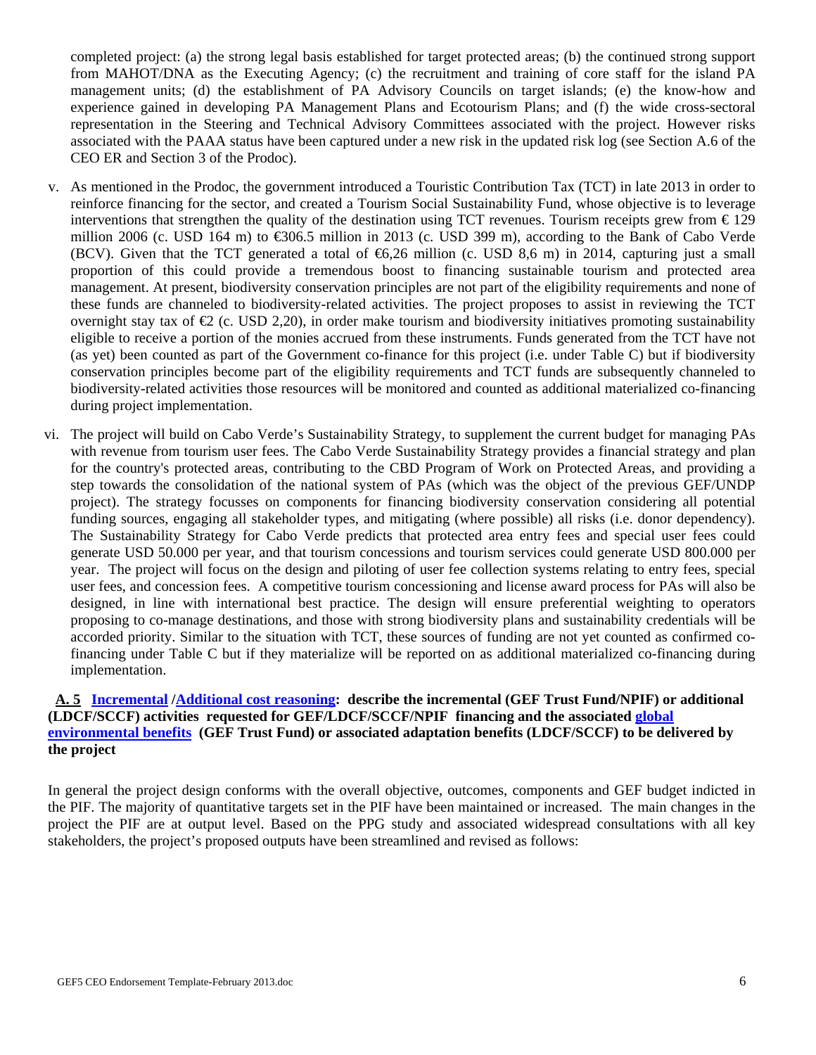completed project: (a) the strong legal basis established for target protected areas; (b) the continued strong support from MAHOT/DNA as the Executing Agency; (c) the recruitment and training of core staff for the island PA management units; (d) the establishment of PA Advisory Councils on target islands; (e) the know-how and experience gained in developing PA Management Plans and Ecotourism Plans; and (f) the wide cross-sectoral representation in the Steering and Technical Advisory Committees associated with the project. However risks associated with the PAAA status have been captured under a new risk in the updated risk log (see Section A.6 of the CEO ER and Section 3 of the Prodoc).

v. As mentioned in the Prodoc, the government introduced a Touristic Contribution Tax (TCT) in late 2013 in order to reinforce financing for the sector, and created a Tourism Social Sustainability Fund, whose objective is to leverage interventions that strengthen the quality of the destination using TCT revenues. Tourism receipts grew from € 129 million 2006 (c. USD 164 m) to €306.5 million in 2013 (c. USD 399 m), according to the Bank of Cabo Verde (BCV). Given that the TCT generated a total of €6,26 million (c. USD 8,6 m) in 2014, capturing just a small proportion of this could provide a tremendous boost to financing sustainable tourism and protected area management. At present, biodiversity conservation principles are not part of the eligibility requirements and none of these funds are channeled to biodiversity-related activities. The project proposes to assist in reviewing the TCT overnight stay tax of €2 (c. USD 2,20), in order make tourism and biodiversity initiatives promoting sustainability eligible to receive a portion of the monies accrued from these instruments. Funds generated from the TCT have not (as yet) been counted as part of the Government co-finance for this project (i.e. under Table C) but if biodiversity conservation principles become part of the eligibility requirements and TCT funds are subsequently channeled to biodiversity-related activities those resources will be monitored and counted as additional materialized co-financing during project implementation.

vi. The project will build on Cabo Verde's Sustainability Strategy, to supplement the current budget for managing PAs with revenue from tourism user fees. The Cabo Verde Sustainability Strategy provides a financial strategy and plan for the country's protected areas, contributing to the CBD Program of Work on Protected Areas, and providing a step towards the consolidation of the national system of PAs (which was the object of the previous GEF/UNDP project). The strategy focusses on components for financing biodiversity conservation considering all potential funding sources, engaging all stakeholder types, and mitigating (where possible) all risks (i.e. donor dependency). The Sustainability Strategy for Cabo Verde predicts that protected area entry fees and special user fees could generate USD 50.000 per year, and that tourism concessions and tourism services could generate USD 800.000 per year. The project will focus on the design and piloting of user fee collection systems relating to entry fees, special user fees, and concession fees. A competitive tourism concessioning and license award process for PAs will also be designed, in line with international best practice. The design will ensure preferential weighting to operators proposing to co-manage destinations, and those with strong biodiversity plans and sustainability credentials will be accorded priority. Similar to the situation with TCT, these sources of funding are not yet counted as confirmed co-financing under Table C but if they materialize will be reported on as additional materialized co-financing during implementation.

**A. 5 Incremental /Additional cost reasoning: describe the incremental (GEF Trust Fund/NPIF) or additional (LDCF/SCCF) activities requested for GEF/LDCF/SCCF/NPIF financing and the associated global environmental benefits (GEF Trust Fund) or associated adaptation benefits (LDCF/SCCF) to be delivered by the project**

In general the project design conforms with the overall objective, outcomes, components and GEF budget indicted in the PIF. The majority of quantitative targets set in the PIF have been maintained or increased. The main changes in the project the PIF are at output level. Based on the PPG study and associated widespread consultations with all key stakeholders, the project's proposed outputs have been streamlined and revised as follows: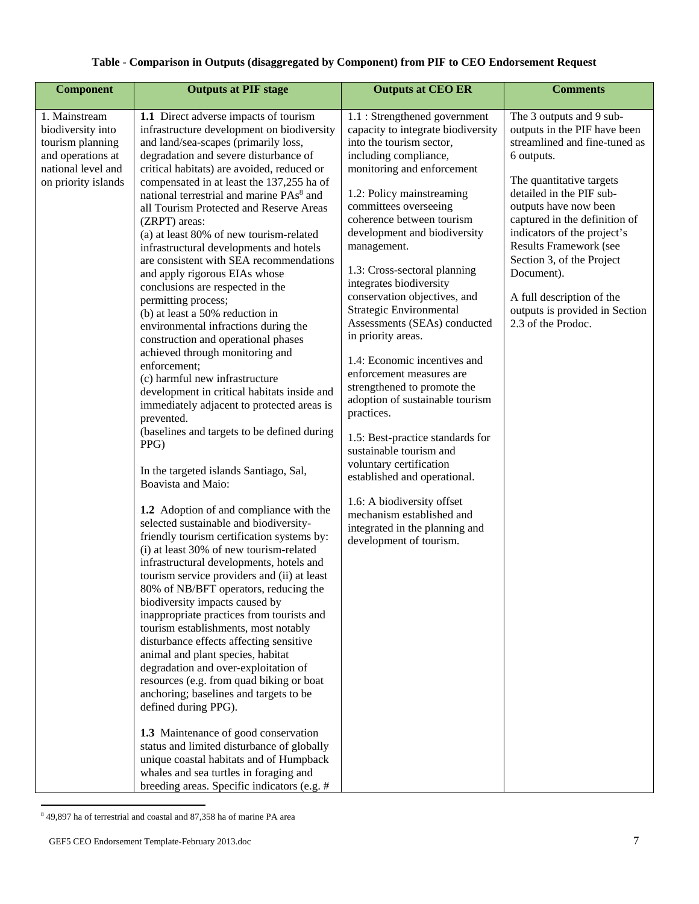**Table - Comparison in Outputs (disaggregated by Component) from PIF to CEO Endorsement Request**

| Component | Outputs at PIF stage | Outputs at CEO ER | Comments |
|---|---|---|---|
| 1. Mainstream biodiversity into tourism planning and operations at national level and on priority islands | **1.1** Direct adverse impacts of tourism infrastructure development on biodiversity and land/sea-scapes (primarily loss, degradation and severe disturbance of critical habitats) are avoided, reduced or compensated in at least the 137,255 ha of national terrestrial and marine PAs[8] and all Tourism Protected and Reserve Areas (ZRPT) areas:<br>(a) at least 80% of new tourism-related infrastructural developments and hotels are consistent with SEA recommendations and apply rigorous EIAs whose conclusions are respected in the permitting process;<br>(b) at least a 50% reduction in environmental infractions during the construction and operational phases achieved through monitoring and enforcement;<br>(c) harmful new infrastructure development in critical habitats inside and immediately adjacent to protected areas is prevented.<br>(baselines and targets to be defined during PPG)<br><br>In the targeted islands Santiago, Sal, Boavista and Maio:<br><br>**1.2** Adoption of and compliance with the selected sustainable and biodiversity-friendly tourism certification systems by: (i) at least 30% of new tourism-related infrastructural developments, hotels and tourism service providers and (ii) at least 80% of NB/BFT operators, reducing the biodiversity impacts caused by inappropriate practices from tourists and tourism establishments, most notably disturbance effects affecting sensitive animal and plant species, habitat degradation and over-exploitation of resources (e.g. from quad biking or boat anchoring; baselines and targets to be defined during PPG).<br><br>**1.3** Maintenance of good conservation status and limited disturbance of globally unique coastal habitats and of Humpback whales and sea turtles in foraging and breeding areas. Specific indicators (e.g. # | 1.1 : Strengthened government capacity to integrate biodiversity into the tourism sector, including compliance, monitoring and enforcement<br><br>1.2: Policy mainstreaming committees overseeing coherence between tourism development and biodiversity management.<br><br>1.3: Cross-sectoral planning integrates biodiversity conservation objectives, and Strategic Environmental Assessments (SEAs) conducted in priority areas.<br><br>1.4: Economic incentives and enforcement measures are strengthened to promote the adoption of sustainable tourism practices.<br><br>1.5: Best-practice standards for sustainable tourism and voluntary certification established and operational.<br><br>1.6: A biodiversity offset mechanism established and integrated in the planning and development of tourism. | The 3 outputs and 9 sub-outputs in the PIF have been streamlined and fine-tuned as 6 outputs.<br><br>The quantitative targets detailed in the PIF sub-outputs have now been captured in the definition of indicators of the project's Results Framework (see Section 3, of the Project Document).<br><br>A full description of the outputs is provided in Section 2.3 of the Prodoc. |

[8] 49,897 ha of terrestrial and coastal and 87,358 ha of marine PA area

GEF5 CEO Endorsement Template-February 2013.doc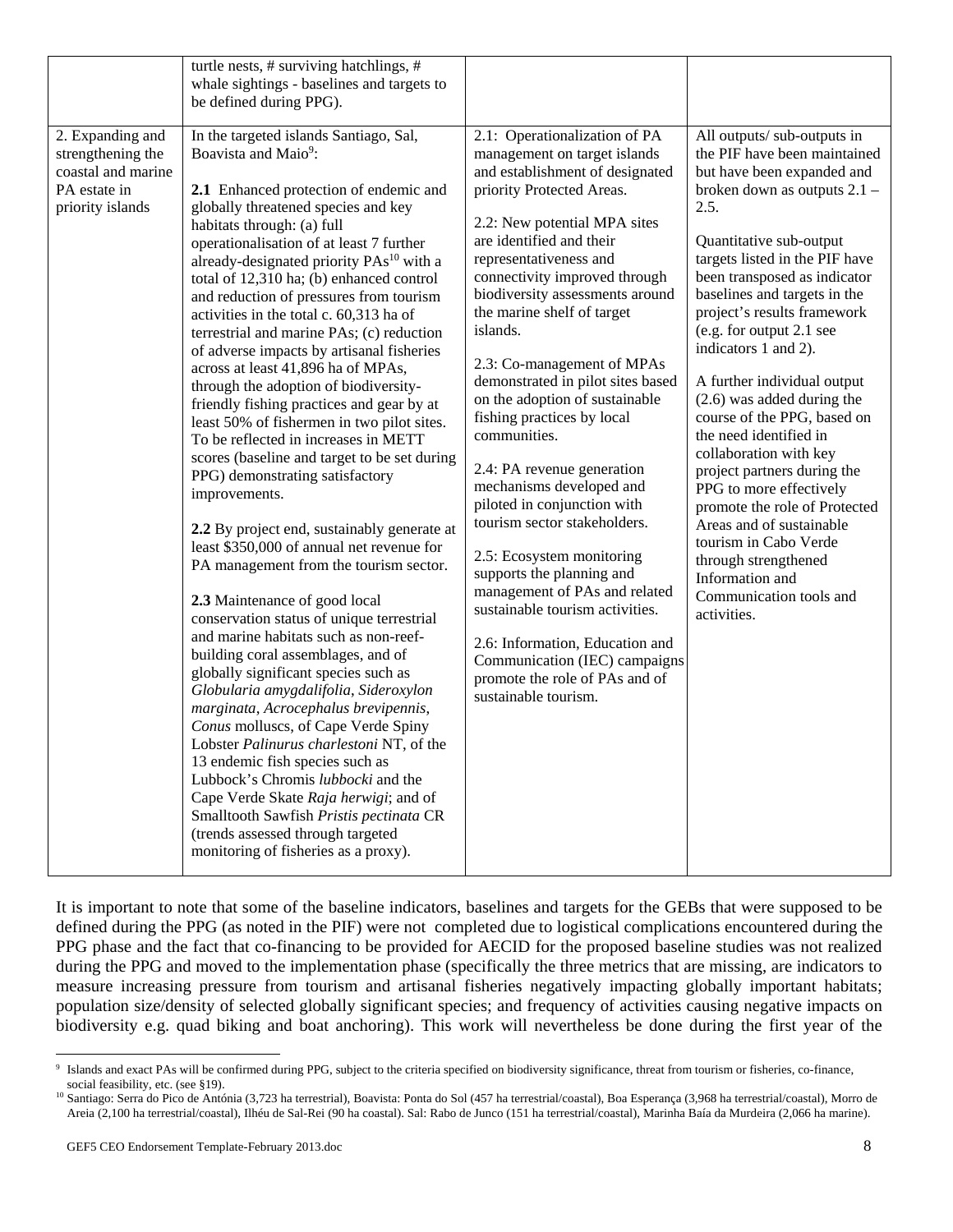| | | | |
|---|---|---|---|
| | turtle nests, # surviving hatchlings, # whale sightings - baselines and targets to be defined during PPG). | | |
| 2. Expanding and strengthening the coastal and marine PA estate in priority islands | In the targeted islands Santiago, Sal, Boavista and Maio[9]:<br><br>**2.1** Enhanced protection of endemic and globally threatened species and key habitats through: (a) full operationalisation of at least 7 further already-designated priority PAs[10] with a total of 12,310 ha; (b) enhanced control and reduction of pressures from tourism activities in the total c. 60,313 ha of terrestrial and marine PAs; (c) reduction of adverse impacts by artisanal fisheries across at least 41,896 ha of MPAs, through the adoption of biodiversity-friendly fishing practices and gear by at least 50% of fishermen in two pilot sites. To be reflected in increases in METT scores (baseline and target to be set during PPG) demonstrating satisfactory improvements.<br><br>**2.2** By project end, sustainably generate at least $350,000 of annual net revenue for PA management from the tourism sector.<br><br>**2.3** Maintenance of good local conservation status of unique terrestrial and marine habitats such as non-reef-building coral assemblages, and of globally significant species such as *Globularia amygdalifolia*, *Sideroxylon marginata*, *Acrocephalus brevipennis*, *Conus* molluscs, of Cape Verde Spiny Lobster *Palinurus charlestoni* NT, of the 13 endemic fish species such as Lubbock's Chromis *lubbocki* and the Cape Verde Skate *Raja herwigi*; and of Smalltooth Sawfish *Pristis pectinata* CR (trends assessed through targeted monitoring of fisheries as a proxy). | 2.1: Operationalization of PA management on target islands and establishment of designated priority Protected Areas.<br><br>2.2: New potential MPA sites are identified and their representativeness and connectivity improved through biodiversity assessments around the marine shelf of target islands.<br><br>2.3: Co-management of MPAs demonstrated in pilot sites based on the adoption of sustainable fishing practices by local communities.<br><br>2.4: PA revenue generation mechanisms developed and piloted in conjunction with tourism sector stakeholders.<br><br>2.5: Ecosystem monitoring supports the planning and management of PAs and related sustainable tourism activities.<br><br>2.6: Information, Education and Communication (IEC) campaigns promote the role of PAs and of sustainable tourism. | All outputs/ sub-outputs in the PIF have been maintained but have been expanded and broken down as outputs 2.1 – 2.5.<br><br>Quantitative sub-output targets listed in the PIF have been transposed as indicator baselines and targets in the project's results framework (e.g. for output 2.1 see indicators 1 and 2).<br><br>A further individual output (2.6) was added during the course of the PPG, based on the need identified in collaboration with key project partners during the PPG to more effectively promote the role of Protected Areas and of sustainable tourism in Cabo Verde through strengthened Information and Communication tools and activities. |

It is important to note that some of the baseline indicators, baselines and targets for the GEBs that were supposed to be defined during the PPG (as noted in the PIF) were not completed due to logistical complications encountered during the PPG phase and the fact that co-financing to be provided for AECID for the proposed baseline studies was not realized during the PPG and moved to the implementation phase (specifically the three metrics that are missing, are indicators to measure increasing pressure from tourism and artisanal fisheries negatively impacting globally important habitats; population size/density of selected globally significant species; and frequency of activities causing negative impacts on biodiversity e.g. quad biking and boat anchoring). This work will nevertheless be done during the first year of the

[9] Islands and exact PAs will be confirmed during PPG, subject to the criteria specified on biodiversity significance, threat from tourism or fisheries, co-finance, social feasibility, etc. (see §19).

[10] Santiago: Serra do Pico de Antónia (3,723 ha terrestrial), Boavista: Ponta do Sol (457 ha terrestrial/coastal), Boa Esperança (3,968 ha terrestrial/coastal), Morro de Areia (2,100 ha terrestrial/coastal), Ilhéu de Sal-Rei (90 ha coastal). Sal: Rabo de Junco (151 ha terrestrial/coastal), Marinha Baía da Murdeira (2,066 ha marine).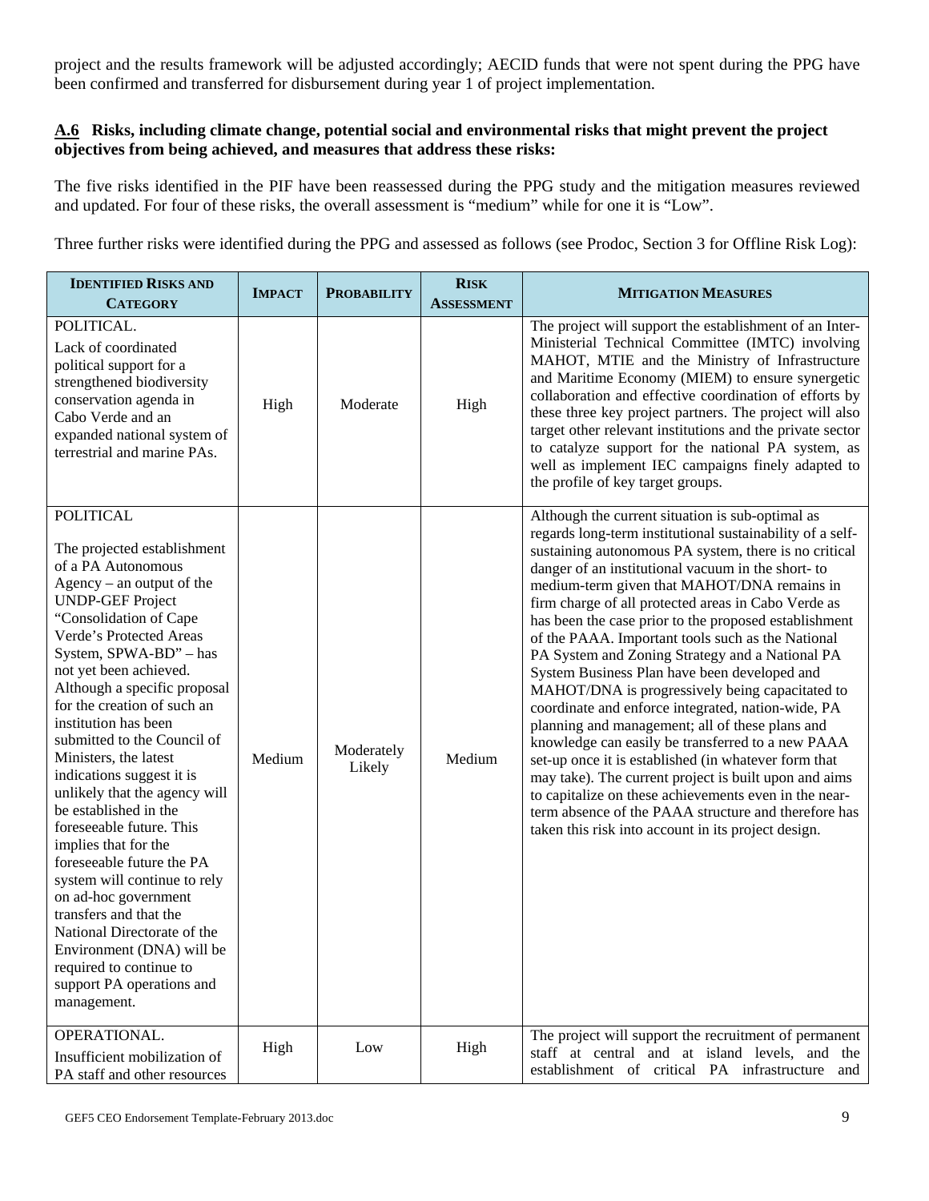project and the results framework will be adjusted accordingly; AECID funds that were not spent during the PPG have been confirmed and transferred for disbursement during year 1 of project implementation.

### A.6 Risks, including climate change, potential social and environmental risks that might prevent the project objectives from being achieved, and measures that address these risks:

The five risks identified in the PIF have been reassessed during the PPG study and the mitigation measures reviewed and updated. For four of these risks, the overall assessment is "medium" while for one it is "Low".

Three further risks were identified during the PPG and assessed as follows (see Prodoc, Section 3 for Offline Risk Log):

| Identified Risks and Category | Impact | Probability | Risk Assessment | Mitigation Measures |
|---|---|---|---|---|
| POLITICAL. Lack of coordinated political support for a strengthened biodiversity conservation agenda in Cabo Verde and an expanded national system of terrestrial and marine PAs. | High | Moderate | High | The project will support the establishment of an Inter-Ministerial Technical Committee (IMTC) involving MAHOT, MTIE and the Ministry of Infrastructure and Maritime Economy (MIEM) to ensure synergetic collaboration and effective coordination of efforts by these three key project partners. The project will also target other relevant institutions and the private sector to catalyze support for the national PA system, as well as implement IEC campaigns finely adapted to the profile of key target groups. |
| POLITICAL The projected establishment of a PA Autonomous Agency – an output of the UNDP-GEF Project "Consolidation of Cape Verde's Protected Areas System, SPWA-BD" – has not yet been achieved. Although a specific proposal for the creation of such an institution has been submitted to the Council of Ministers, the latest indications suggest it is unlikely that the agency will be established in the foreseeable future. This implies that for the foreseeable future the PA system will continue to rely on ad-hoc government transfers and that the National Directorate of the Environment (DNA) will be required to continue to support PA operations and management. | Medium | Moderately Likely | Medium | Although the current situation is sub-optimal as regards long-term institutional sustainability of a self-sustaining autonomous PA system, there is no critical danger of an institutional vacuum in the short- to medium-term given that MAHOT/DNA remains in firm charge of all protected areas in Cabo Verde as has been the case prior to the proposed establishment of the PAAA. Important tools such as the National PA System and Zoning Strategy and a National PA System Business Plan have been developed and MAHOT/DNA is progressively being capacitated to coordinate and enforce integrated, nation-wide, PA planning and management; all of these plans and knowledge can easily be transferred to a new PAAA set-up once it is established (in whatever form that may take). The current project is built upon and aims to capitalize on these achievements even in the near-term absence of the PAAA structure and therefore has taken this risk into account in its project design. |
| OPERATIONAL. Insufficient mobilization of PA staff and other resources | High | Low | High | The project will support the recruitment of permanent staff at central and at island levels, and the establishment of critical PA infrastructure and |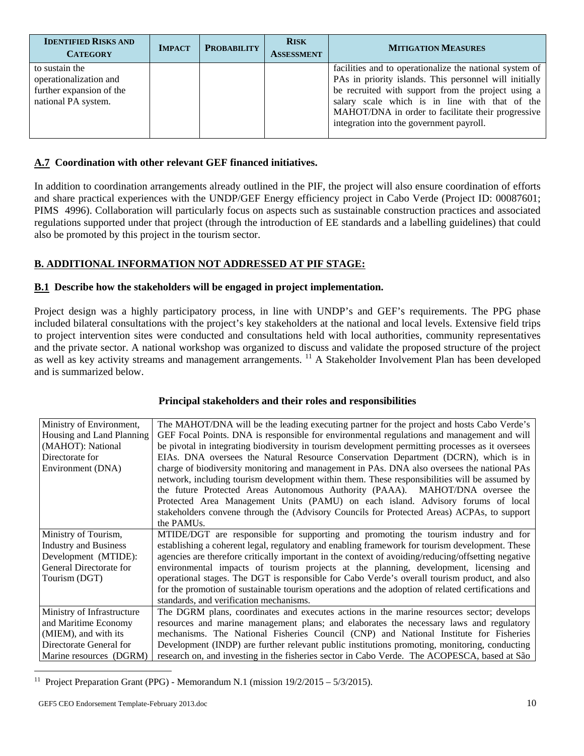| IDENTIFIED RISKS AND CATEGORY | IMPACT | PROBABILITY | RISK ASSESSMENT | MITIGATION MEASURES |
|---|---|---|---|---|
| to sustain the operationalization and further expansion of the national PA system. | | | | facilities and to operationalize the national system of PAs in priority islands. This personnel will initially be recruited with support from the project using a salary scale which is in line with that of the MAHOT/DNA in order to facilitate their progressive integration into the government payroll. |

## A.7 Coordination with other relevant GEF financed initiatives.

In addition to coordination arrangements already outlined in the PIF, the project will also ensure coordination of efforts and share practical experiences with the UNDP/GEF Energy efficiency project in Cabo Verde (Project ID: 00087601; PIMS 4996). Collaboration will particularly focus on aspects such as sustainable construction practices and associated regulations supported under that project (through the introduction of EE standards and a labelling guidelines) that could also be promoted by this project in the tourism sector.

## B. ADDITIONAL INFORMATION NOT ADDRESSED AT PIF STAGE:

### B.1 Describe how the stakeholders will be engaged in project implementation.

Project design was a highly participatory process, in line with UNDP's and GEF's requirements. The PPG phase included bilateral consultations with the project's key stakeholders at the national and local levels. Extensive field trips to project intervention sites were conducted and consultations held with local authorities, community representatives and the private sector. A national workshop was organized to discuss and validate the proposed structure of the project as well as key activity streams and management arrangements. [11] A Stakeholder Involvement Plan has been developed and is summarized below.

**Principal stakeholders and their roles and responsibilities**

| | |
|---|---|
| Ministry of Environment, Housing and Land Planning (MAHOT): National Directorate for Environment (DNA) | The MAHOT/DNA will be the leading executing partner for the project and hosts Cabo Verde's GEF Focal Points. DNA is responsible for environmental regulations and management and will be pivotal in integrating biodiversity in tourism development permitting processes as it oversees EIAs. DNA oversees the Natural Resource Conservation Department (DCRN), which is in charge of biodiversity monitoring and management in PAs. DNA also oversees the national PAs network, including tourism development within them. These responsibilities will be assumed by the future Protected Areas Autonomous Authority (PAAA). MAHOT/DNA oversee the Protected Area Management Units (PAMU) on each island. Advisory forums of local stakeholders convene through the (Advisory Councils for Protected Areas) ACPAs, to support the PAMUs. |
| Ministry of Tourism, Industry and Business Development (MTIDE): General Directorate for Tourism (DGT) | MTIDE/DGT are responsible for supporting and promoting the tourism industry and for establishing a coherent legal, regulatory and enabling framework for tourism development. These agencies are therefore critically important in the context of avoiding/reducing/offsetting negative environmental impacts of tourism projects at the planning, development, licensing and operational stages. The DGT is responsible for Cabo Verde's overall tourism product, and also for the promotion of sustainable tourism operations and the adoption of related certifications and standards, and verification mechanisms. |
| Ministry of Infrastructure and Maritime Economy (MIEM), and with its Directorate General for Marine resources (DGRM) | The DGRM plans, coordinates and executes actions in the marine resources sector; develops resources and marine management plans; and elaborates the necessary laws and regulatory mechanisms. The National Fisheries Council (CNP) and National Institute for Fisheries Development (INDP) are further relevant public institutions promoting, monitoring, conducting research on, and investing in the fisheries sector in Cabo Verde. The ACOPESCA, based at São |

[11] Project Preparation Grant (PPG) - Memorandum N.1 (mission 19/2/2015 – 5/3/2015).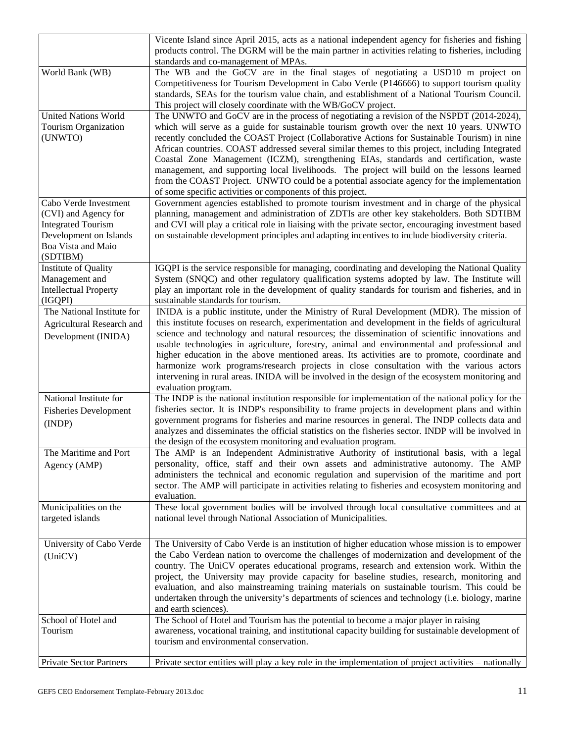| | |
|---|---|
| | Vicente Island since April 2015, acts as a national independent agency for fisheries and fishing products control. The DGRM will be the main partner in activities relating to fisheries, including standards and co-management of MPAs. |
| World Bank (WB) | The WB and the GoCV are in the final stages of negotiating a USD10 m project on Competitiveness for Tourism Development in Cabo Verde (P146666) to support tourism quality standards, SEAs for the tourism value chain, and establishment of a National Tourism Council. This project will closely coordinate with the WB/GoCV project. |
| United Nations World Tourism Organization (UNWTO) | The UNWTO and GoCV are in the process of negotiating a revision of the NSPDT (2014-2024), which will serve as a guide for sustainable tourism growth over the next 10 years. UNWTO recently concluded the COAST Project (Collaborative Actions for Sustainable Tourism) in nine African countries. COAST addressed several similar themes to this project, including Integrated Coastal Zone Management (ICZM), strengthening EIAs, standards and certification, waste management, and supporting local livelihoods. The project will build on the lessons learned from the COAST Project. UNWTO could be a potential associate agency for the implementation of some specific activities or components of this project. |
| Cabo Verde Investment (CVI) and Agency for Integrated Tourism Development on Islands Boa Vista and Maio (SDTIBM) | Government agencies established to promote tourism investment and in charge of the physical planning, management and administration of ZDTIs are other key stakeholders. Both SDTIBM and CVI will play a critical role in liaising with the private sector, encouraging investment based on sustainable development principles and adapting incentives to include biodiversity criteria. |
| Institute of Quality Management and Intellectual Property (IGQPI) | IGQPI is the service responsible for managing, coordinating and developing the National Quality System (SNQC) and other regulatory qualification systems adopted by law. The Institute will play an important role in the development of quality standards for tourism and fisheries, and in sustainable standards for tourism. |
| The National Institute for Agricultural Research and Development (INIDA) | INIDA is a public institute, under the Ministry of Rural Development (MDR). The mission of this institute focuses on research, experimentation and development in the fields of agricultural science and technology and natural resources; the dissemination of scientific innovations and usable technologies in agriculture, forestry, animal and environmental and professional and higher education in the above mentioned areas. Its activities are to promote, coordinate and harmonize work programs/research projects in close consultation with the various actors intervening in rural areas. INIDA will be involved in the design of the ecosystem monitoring and evaluation program. |
| National Institute for Fisheries Development (INDP) | The INDP is the national institution responsible for implementation of the national policy for the fisheries sector. It is INDP's responsibility to frame projects in development plans and within government programs for fisheries and marine resources in general. INDP collects data and analyzes and disseminates the official statistics on the fisheries sector. INDP will be involved in the design of the ecosystem monitoring and evaluation program. |
| The Maritime and Port Agency (AMP) | The AMP is an Independent Administrative Authority of institutional basis, with a legal personality, office, staff and their own assets and administrative autonomy. The AMP administers the technical and economic regulation and supervision of the maritime and port sector. The AMP will participate in activities relating to fisheries and ecosystem monitoring and evaluation. |
| Municipalities on the targeted islands | These local government bodies will be involved through local consultative committees and at national level through National Association of Municipalities. |
| University of Cabo Verde (UniCV) | The University of Cabo Verde is an institution of higher education whose mission is to empower the Cabo Verdean nation to overcome the challenges of modernization and development of the country. The UniCV operates educational programs, research and extension work. Within the project, the University may provide capacity for baseline studies, research, monitoring and evaluation, and also mainstreaming training materials on sustainable tourism. This could be undertaken through the university's departments of sciences and technology (i.e. biology, marine and earth sciences). |
| School of Hotel and Tourism | The School of Hotel and Tourism has the potential to become a major player in raising awareness, vocational training, and institutional capacity building for sustainable development of tourism and environmental conservation. |
| Private Sector Partners | Private sector entities will play a key role in the implementation of project activities – nationally |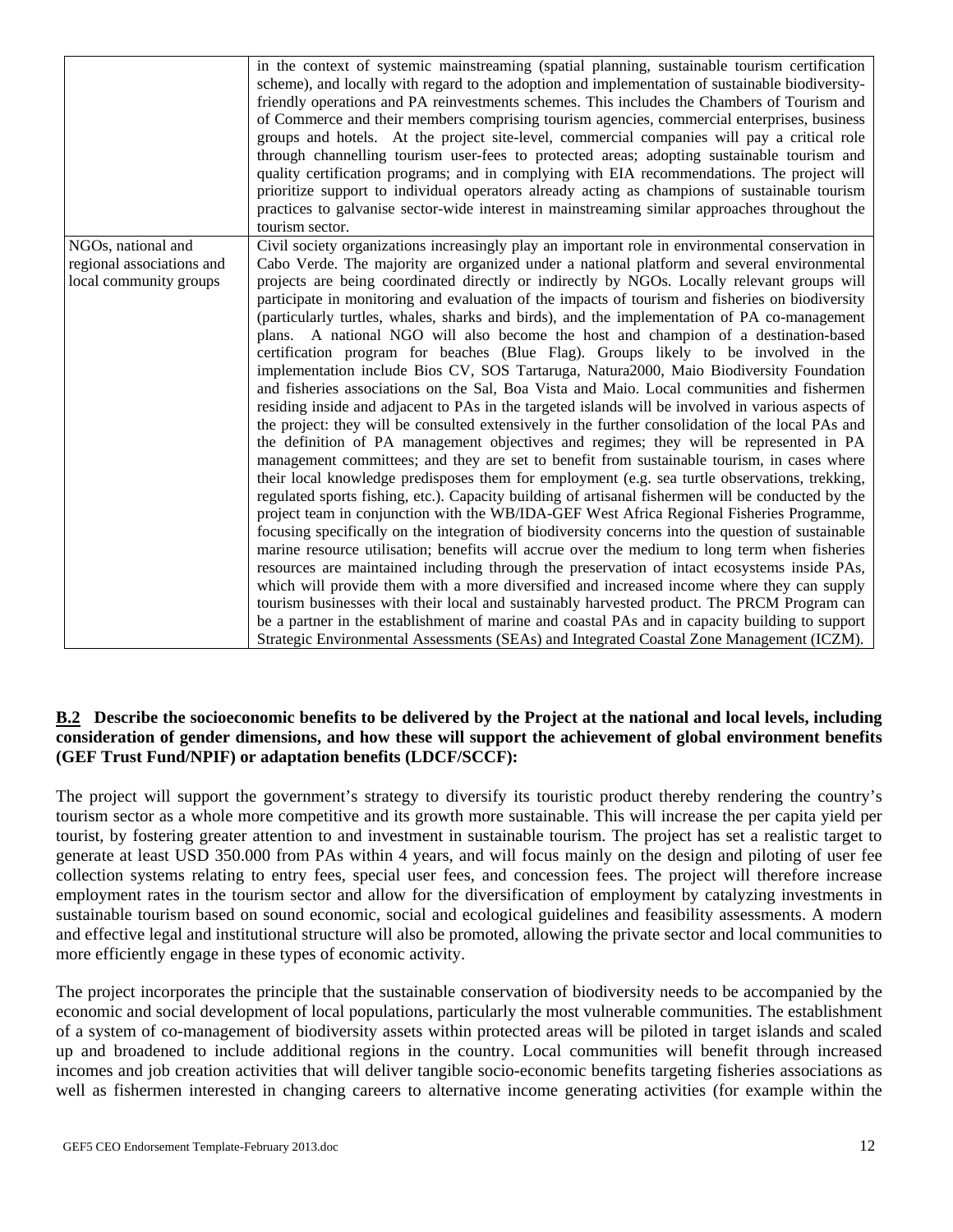| | |
|---|---|
| | in the context of systemic mainstreaming (spatial planning, sustainable tourism certification scheme), and locally with regard to the adoption and implementation of sustainable biodiversity-friendly operations and PA reinvestments schemes. This includes the Chambers of Tourism and of Commerce and their members comprising tourism agencies, commercial enterprises, business groups and hotels. At the project site-level, commercial companies will pay a critical role through channelling tourism user-fees to protected areas; adopting sustainable tourism and quality certification programs; and in complying with EIA recommendations. The project will prioritize support to individual operators already acting as champions of sustainable tourism practices to galvanise sector-wide interest in mainstreaming similar approaches throughout the tourism sector. |
| NGOs, national and regional associations and local community groups | Civil society organizations increasingly play an important role in environmental conservation in Cabo Verde. The majority are organized under a national platform and several environmental projects are being coordinated directly or indirectly by NGOs. Locally relevant groups will participate in monitoring and evaluation of the impacts of tourism and fisheries on biodiversity (particularly turtles, whales, sharks and birds), and the implementation of PA co-management plans. A national NGO will also become the host and champion of a destination-based certification program for beaches (Blue Flag). Groups likely to be involved in the implementation include Bios CV, SOS Tartaruga, Natura2000, Maio Biodiversity Foundation and fisheries associations on the Sal, Boa Vista and Maio. Local communities and fishermen residing inside and adjacent to PAs in the targeted islands will be involved in various aspects of the project: they will be consulted extensively in the further consolidation of the local PAs and the definition of PA management objectives and regimes; they will be represented in PA management committees; and they are set to benefit from sustainable tourism, in cases where their local knowledge predisposes them for employment (e.g. sea turtle observations, trekking, regulated sports fishing, etc.). Capacity building of artisanal fishermen will be conducted by the project team in conjunction with the WB/IDA-GEF West Africa Regional Fisheries Programme, focusing specifically on the integration of biodiversity concerns into the question of sustainable marine resource utilisation; benefits will accrue over the medium to long term when fisheries resources are maintained including through the preservation of intact ecosystems inside PAs, which will provide them with a more diversified and increased income where they can supply tourism businesses with their local and sustainably harvested product. The PRCM Program can be a partner in the establishment of marine and coastal PAs and in capacity building to support Strategic Environmental Assessments (SEAs) and Integrated Coastal Zone Management (ICZM). |

**B.2 Describe the socioeconomic benefits to be delivered by the Project at the national and local levels, including consideration of gender dimensions, and how these will support the achievement of global environment benefits (GEF Trust Fund/NPIF) or adaptation benefits (LDCF/SCCF):**

The project will support the government's strategy to diversify its touristic product thereby rendering the country's tourism sector as a whole more competitive and its growth more sustainable. This will increase the per capita yield per tourist, by fostering greater attention to and investment in sustainable tourism. The project has set a realistic target to generate at least USD 350.000 from PAs within 4 years, and will focus mainly on the design and piloting of user fee collection systems relating to entry fees, special user fees, and concession fees. The project will therefore increase employment rates in the tourism sector and allow for the diversification of employment by catalyzing investments in sustainable tourism based on sound economic, social and ecological guidelines and feasibility assessments. A modern and effective legal and institutional structure will also be promoted, allowing the private sector and local communities to more efficiently engage in these types of economic activity.

The project incorporates the principle that the sustainable conservation of biodiversity needs to be accompanied by the economic and social development of local populations, particularly the most vulnerable communities. The establishment of a system of co-management of biodiversity assets within protected areas will be piloted in target islands and scaled up and broadened to include additional regions in the country. Local communities will benefit through increased incomes and job creation activities that will deliver tangible socio-economic benefits targeting fisheries associations as well as fishermen interested in changing careers to alternative income generating activities (for example within the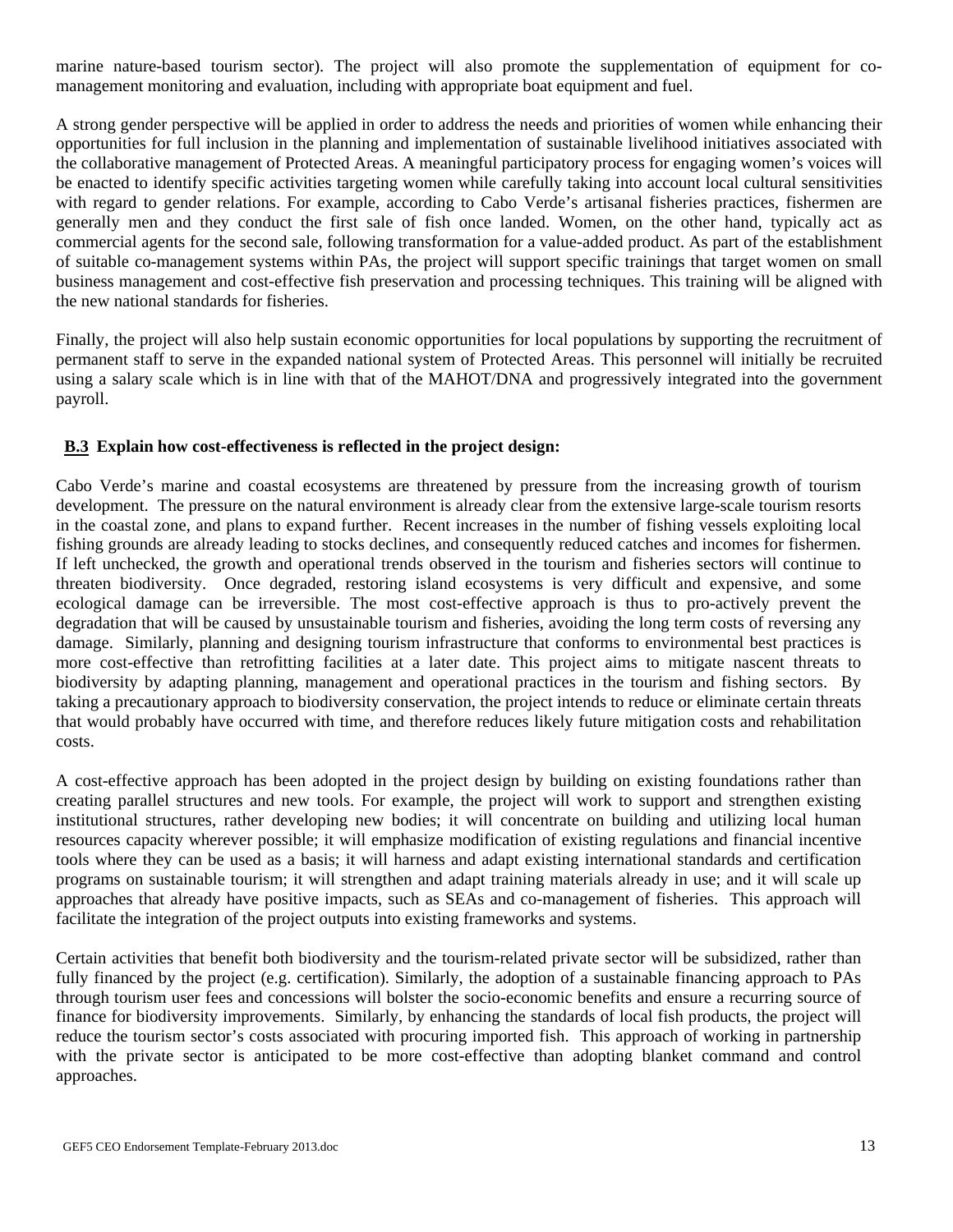marine nature-based tourism sector). The project will also promote the supplementation of equipment for co-management monitoring and evaluation, including with appropriate boat equipment and fuel.

A strong gender perspective will be applied in order to address the needs and priorities of women while enhancing their opportunities for full inclusion in the planning and implementation of sustainable livelihood initiatives associated with the collaborative management of Protected Areas. A meaningful participatory process for engaging women's voices will be enacted to identify specific activities targeting women while carefully taking into account local cultural sensitivities with regard to gender relations. For example, according to Cabo Verde's artisanal fisheries practices, fishermen are generally men and they conduct the first sale of fish once landed. Women, on the other hand, typically act as commercial agents for the second sale, following transformation for a value-added product. As part of the establishment of suitable co-management systems within PAs, the project will support specific trainings that target women on small business management and cost-effective fish preservation and processing techniques. This training will be aligned with the new national standards for fisheries.

Finally, the project will also help sustain economic opportunities for local populations by supporting the recruitment of permanent staff to serve in the expanded national system of Protected Areas. This personnel will initially be recruited using a salary scale which is in line with that of the MAHOT/DNA and progressively integrated into the government payroll.

### B.3 Explain how cost-effectiveness is reflected in the project design:

Cabo Verde's marine and coastal ecosystems are threatened by pressure from the increasing growth of tourism development. The pressure on the natural environment is already clear from the extensive large-scale tourism resorts in the coastal zone, and plans to expand further. Recent increases in the number of fishing vessels exploiting local fishing grounds are already leading to stocks declines, and consequently reduced catches and incomes for fishermen. If left unchecked, the growth and operational trends observed in the tourism and fisheries sectors will continue to threaten biodiversity. Once degraded, restoring island ecosystems is very difficult and expensive, and some ecological damage can be irreversible. The most cost-effective approach is thus to pro-actively prevent the degradation that will be caused by unsustainable tourism and fisheries, avoiding the long term costs of reversing any damage. Similarly, planning and designing tourism infrastructure that conforms to environmental best practices is more cost-effective than retrofitting facilities at a later date. This project aims to mitigate nascent threats to biodiversity by adapting planning, management and operational practices in the tourism and fishing sectors. By taking a precautionary approach to biodiversity conservation, the project intends to reduce or eliminate certain threats that would probably have occurred with time, and therefore reduces likely future mitigation costs and rehabilitation costs.

A cost-effective approach has been adopted in the project design by building on existing foundations rather than creating parallel structures and new tools. For example, the project will work to support and strengthen existing institutional structures, rather developing new bodies; it will concentrate on building and utilizing local human resources capacity wherever possible; it will emphasize modification of existing regulations and financial incentive tools where they can be used as a basis; it will harness and adapt existing international standards and certification programs on sustainable tourism; it will strengthen and adapt training materials already in use; and it will scale up approaches that already have positive impacts, such as SEAs and co-management of fisheries. This approach will facilitate the integration of the project outputs into existing frameworks and systems.

Certain activities that benefit both biodiversity and the tourism-related private sector will be subsidized, rather than fully financed by the project (e.g. certification). Similarly, the adoption of a sustainable financing approach to PAs through tourism user fees and concessions will bolster the socio-economic benefits and ensure a recurring source of finance for biodiversity improvements. Similarly, by enhancing the standards of local fish products, the project will reduce the tourism sector's costs associated with procuring imported fish. This approach of working in partnership with the private sector is anticipated to be more cost-effective than adopting blanket command and control approaches.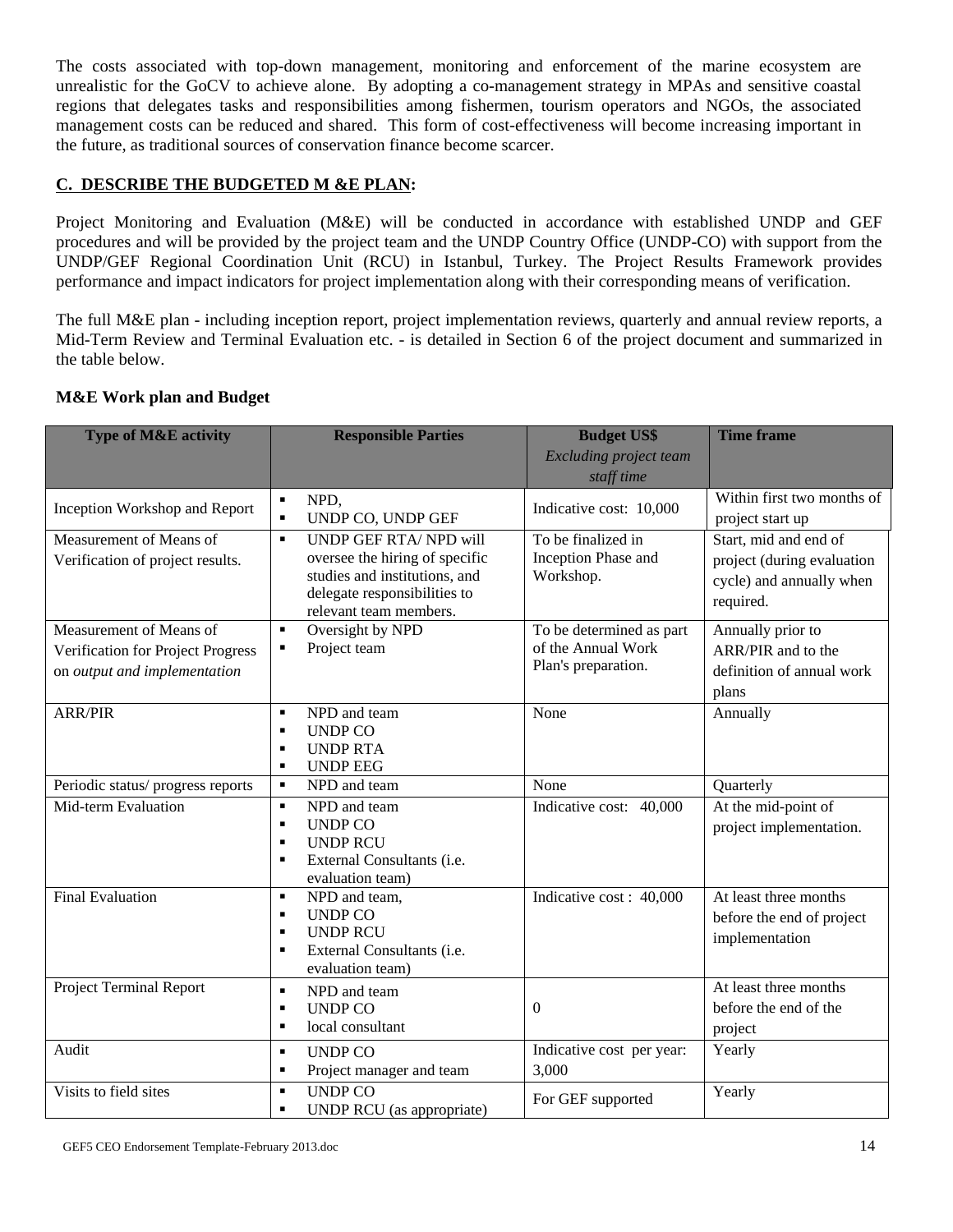The costs associated with top-down management, monitoring and enforcement of the marine ecosystem are unrealistic for the GoCV to achieve alone. By adopting a co-management strategy in MPAs and sensitive coastal regions that delegates tasks and responsibilities among fishermen, tourism operators and NGOs, the associated management costs can be reduced and shared. This form of cost-effectiveness will become increasing important in the future, as traditional sources of conservation finance become scarcer.

## C. DESCRIBE THE BUDGETED M &E PLAN:

Project Monitoring and Evaluation (M&E) will be conducted in accordance with established UNDP and GEF procedures and will be provided by the project team and the UNDP Country Office (UNDP-CO) with support from the UNDP/GEF Regional Coordination Unit (RCU) in Istanbul, Turkey. The Project Results Framework provides performance and impact indicators for project implementation along with their corresponding means of verification.

The full M&E plan - including inception report, project implementation reviews, quarterly and annual review reports, a Mid-Term Review and Terminal Evaluation etc. - is detailed in Section 6 of the project document and summarized in the table below.

**M&E Work plan and Budget**

| Type of M&E activity | Responsible Parties | Budget US$ *Excluding project team staff time* | Time frame |
|---|---|---|---|
| Inception Workshop and Report | ▪ NPD,<br>▪ UNDP CO, UNDP GEF | Indicative cost: 10,000 | Within first two months of project start up |
| Measurement of Means of Verification of project results. | ▪ UNDP GEF RTA/ NPD will oversee the hiring of specific studies and institutions, and delegate responsibilities to relevant team members. | To be finalized in Inception Phase and Workshop. | Start, mid and end of project (during evaluation cycle) and annually when required. |
| Measurement of Means of Verification for Project Progress on *output and implementation* | ▪ Oversight by NPD<br>▪ Project team | To be determined as part of the Annual Work Plan's preparation. | Annually prior to ARR/PIR and to the definition of annual work plans |
| ARR/PIR | ▪ NPD and team<br>▪ UNDP CO<br>▪ UNDP RTA<br>▪ UNDP EEG | None | Annually |
| Periodic status/ progress reports | ▪ NPD and team | None | Quarterly |
| Mid-term Evaluation | ▪ NPD and team<br>▪ UNDP CO<br>▪ UNDP RCU<br>▪ External Consultants (i.e. evaluation team) | Indicative cost: 40,000 | At the mid-point of project implementation. |
| Final Evaluation | ▪ NPD and team,<br>▪ UNDP CO<br>▪ UNDP RCU<br>▪ External Consultants (i.e. evaluation team) | Indicative cost : 40,000 | At least three months before the end of project implementation |
| Project Terminal Report | ▪ NPD and team<br>▪ UNDP CO<br>▪ local consultant | 0 | At least three months before the end of the project |
| Audit | ▪ UNDP CO<br>▪ Project manager and team | Indicative cost per year: 3,000 | Yearly |
| Visits to field sites | ▪ UNDP CO<br>▪ UNDP RCU (as appropriate) | For GEF supported | Yearly |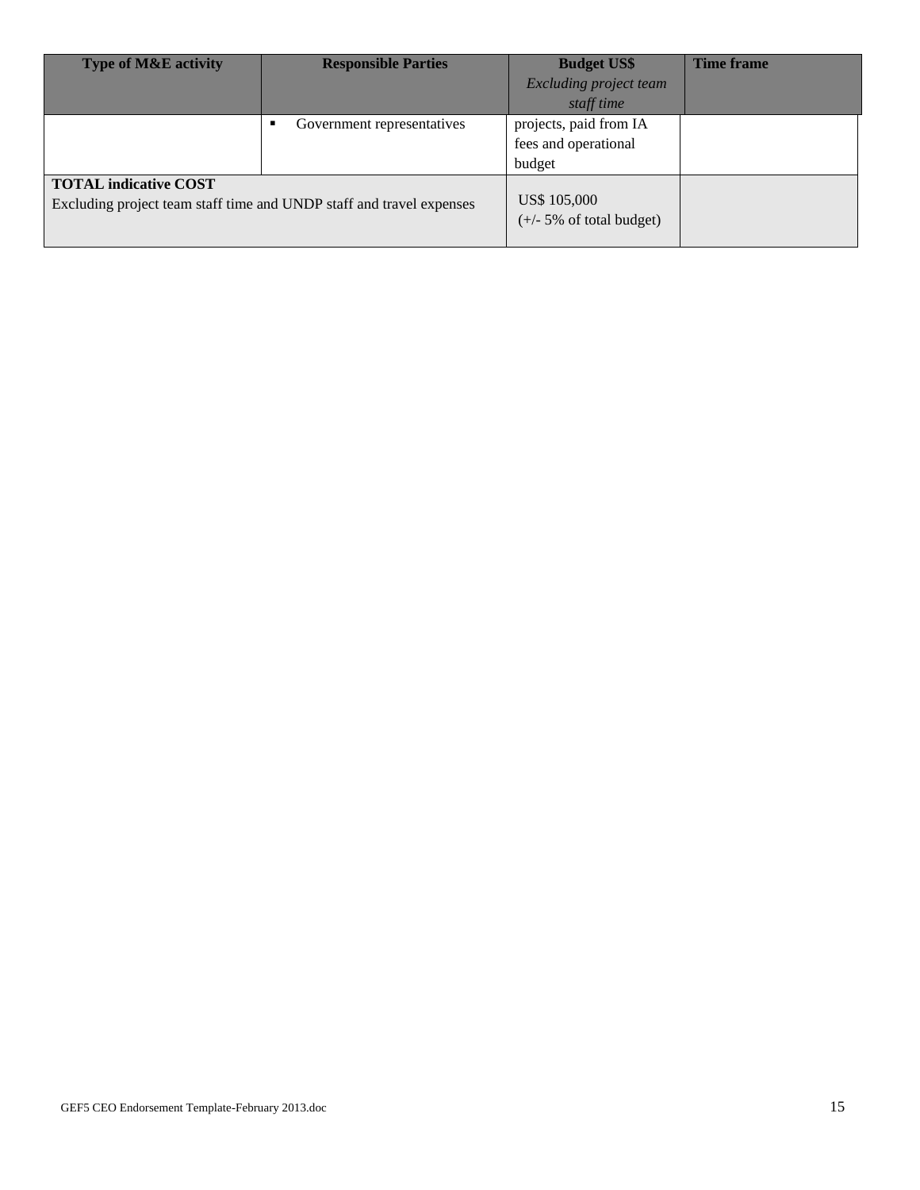| Type of M&E activity | Responsible Parties | Budget US$ *Excluding project team staff time* | Time frame |
|---|---|---|---|
| | ▪ Government representatives | projects, paid from IA fees and operational budget | |
| **TOTAL indicative COST** Excluding project team staff time and UNDP staff and travel expenses | | US$ 105,000 (+/- 5% of total budget) | |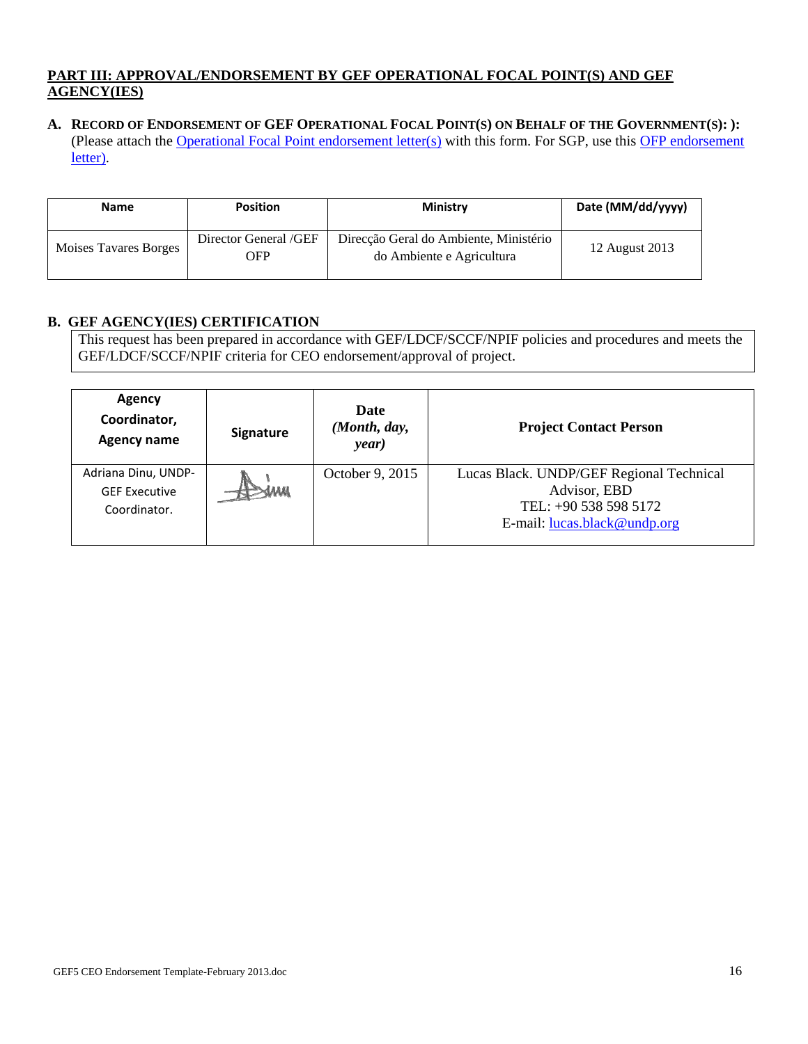## PART III: APPROVAL/ENDORSEMENT BY GEF OPERATIONAL FOCAL POINT(S) AND GEF AGENCY(IES)

### A. RECORD OF ENDORSEMENT OF GEF OPERATIONAL FOCAL POINT(S) ON BEHALF OF THE GOVERNMENT(S): ):

(Please attach the Operational Focal Point endorsement letter(s) with this form. For SGP, use this OFP endorsement letter).

| Name | Position | Ministry | Date (MM/dd/yyyy) |
|---|---|---|---|
| Moises Tavares Borges | Director General /GEF OFP | Direcção Geral do Ambiente, Ministério do Ambiente e Agricultura | 12 August 2013 |

### B. GEF AGENCY(IES) CERTIFICATION

This request has been prepared in accordance with GEF/LDCF/SCCF/NPIF policies and procedures and meets the GEF/LDCF/SCCF/NPIF criteria for CEO endorsement/approval of project.

| Agency Coordinator, Agency name | Signature | Date *(Month, day, year)* | Project Contact Person |
|---|---|---|---|
| Adriana Dinu, UNDP-GEF Executive Coordinator. | [signature] | October 9, 2015 | Lucas Black. UNDP/GEF Regional Technical Advisor, EBD<br>TEL: +90 538 598 5172<br>E-mail: lucas.black@undp.org |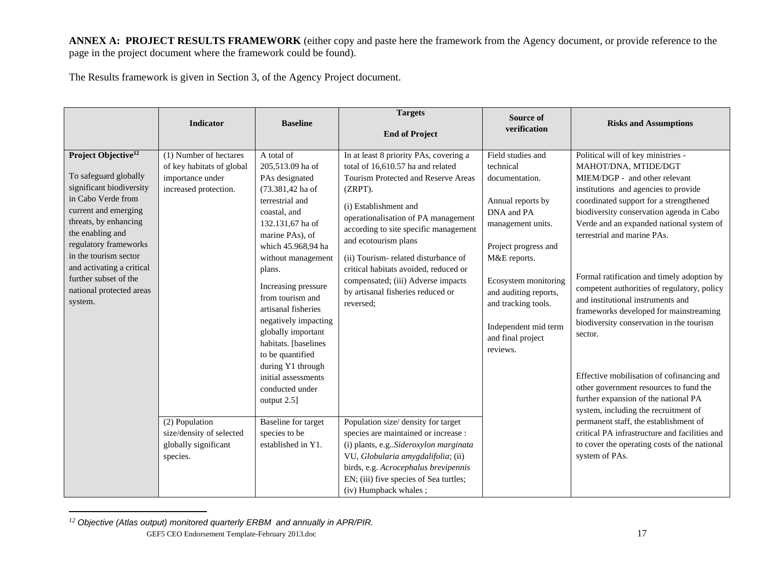**ANNEX A: PROJECT RESULTS FRAMEWORK** (either copy and paste here the framework from the Agency document, or provide reference to the page in the project document where the framework could be found).

The Results framework is given in Section 3, of the Agency Project document.

| | Indicator | Baseline | Targets<br><br>End of Project | Source of verification | Risks and Assumptions |
|---|---|---|---|---|---|
| **Project Objective**[12]<br><br>To safeguard globally significant biodiversity in Cabo Verde from current and emerging threats, by enhancing the enabling and regulatory frameworks in the tourism sector and activating a critical further subset of the national protected areas system. | (1) Number of hectares of key habitats of global importance under increased protection. | A total of 205,513.09 ha of PAs designated (73.381,42 ha of terrestrial and coastal, and 132.131,67 ha of marine PAs), of which 45.968,94 ha without management plans.<br><br>Increasing pressure from tourism and artisanal fisheries negatively impacting globally important habitats. [baselines to be quantified during Y1 through initial assessments conducted under output 2.5] | In at least 8 priority PAs, covering a total of 16,610.57 ha and related Tourism Protected and Reserve Areas (ZRPT).<br><br>(i) Establishment and operationalisation of PA management according to site specific management and ecotourism plans<br><br>(ii) Tourism- related disturbance of critical habitats avoided, reduced or compensated; (iii) Adverse impacts by artisanal fisheries reduced or reversed; | Field studies and technical documentation.<br><br>Annual reports by DNA and PA management units.<br><br>Project progress and M&E reports.<br><br>Ecosystem monitoring and auditing reports, and tracking tools.<br><br>Independent mid term and final project reviews. | Political will of key ministries - MAHOT/DNA, MTIDE/DGT MIEM/DGP - and other relevant institutions and agencies to provide coordinated support for a strengthened biodiversity conservation agenda in Cabo Verde and an expanded national system of terrestrial and marine PAs.<br><br>Formal ratification and timely adoption by competent authorities of regulatory, policy and institutional instruments and frameworks developed for mainstreaming biodiversity conservation in the tourism sector.<br><br>Effective mobilisation of cofinancing and other government resources to fund the further expansion of the national PA system, including the recruitment of permanent staff, the establishment of critical PA infrastructure and facilities and to cover the operating costs of the national system of PAs. |
| | (2) Population size/density of selected globally significant species. | Baseline for target species to be established in Y1. | Population size/ density for target species are maintained or increase : (i) plants, e.g..*Sideroxylon marginata* VU, *Globularia amygdalifolia*; (ii) birds, e.g. *Acrocephalus brevipennis* EN; (iii) five species of Sea turtles; (iv) Humpback whales ; | | |

[12] *Objective (Atlas output) monitored quarterly ERBM and annually in APR/PIR.*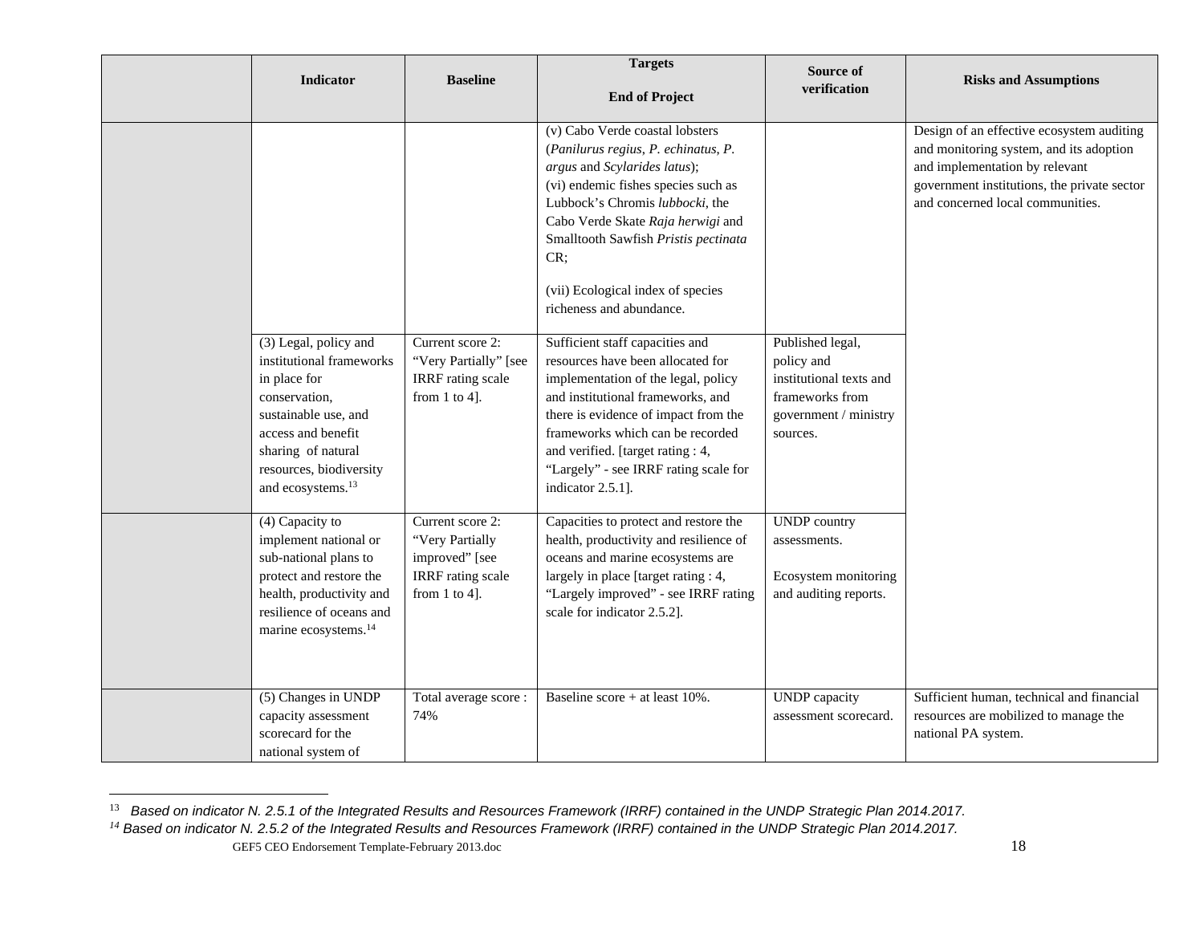| | Indicator | Baseline | Targets End of Project | Source of verification | Risks and Assumptions |
|---|---|---|---|---|---|
| | | | (v) Cabo Verde coastal lobsters (*Panilurus regius, P. echinatus, P. argus* and *Scylarides latus*);<br>(vi) endemic fishes species such as Lubbock's Chromis *lubbocki*, the Cabo Verde Skate *Raja herwigi* and Smalltooth Sawfish *Pristis pectinata* CR;<br><br>(vii) Ecological index of species richeness and abundance. | | Design of an effective ecosystem auditing and monitoring system, and its adoption and implementation by relevant government institutions, the private sector and concerned local communities. |
| | (3) Legal, policy and institutional frameworks in place for conservation, sustainable use, and access and benefit sharing of natural resources, biodiversity and ecosystems.[13] | Current score 2: "Very Partially" [see IRRF rating scale from 1 to 4]. | Sufficient staff capacities and resources have been allocated for implementation of the legal, policy and institutional frameworks, and there is evidence of impact from the frameworks which can be recorded and verified. [target rating : 4, "Largely" - see IRRF rating scale for indicator 2.5.1]. | Published legal, policy and institutional texts and frameworks from government / ministry sources. | |
| | (4) Capacity to implement national or sub-national plans to protect and restore the health, productivity and resilience of oceans and marine ecosystems.[14] | Current score 2: "Very Partially improved" [see IRRF rating scale from 1 to 4]. | Capacities to protect and restore the health, productivity and resilience of oceans and marine ecosystems are largely in place [target rating : 4, "Largely improved" - see IRRF rating scale for indicator 2.5.2]. | UNDP country assessments.<br><br>Ecosystem monitoring and auditing reports. | |
| | (5) Changes in UNDP capacity assessment scorecard for the national system of | Total average score : 74% | Baseline score + at least 10%. | UNDP capacity assessment scorecard. | Sufficient human, technical and financial resources are mobilized to manage the national PA system. |

[13] *Based on indicator N. 2.5.1 of the Integrated Results and Resources Framework (IRRF) contained in the UNDP Strategic Plan 2014.2017.*

[14] *Based on indicator N. 2.5.2 of the Integrated Results and Resources Framework (IRRF) contained in the UNDP Strategic Plan 2014.2017.*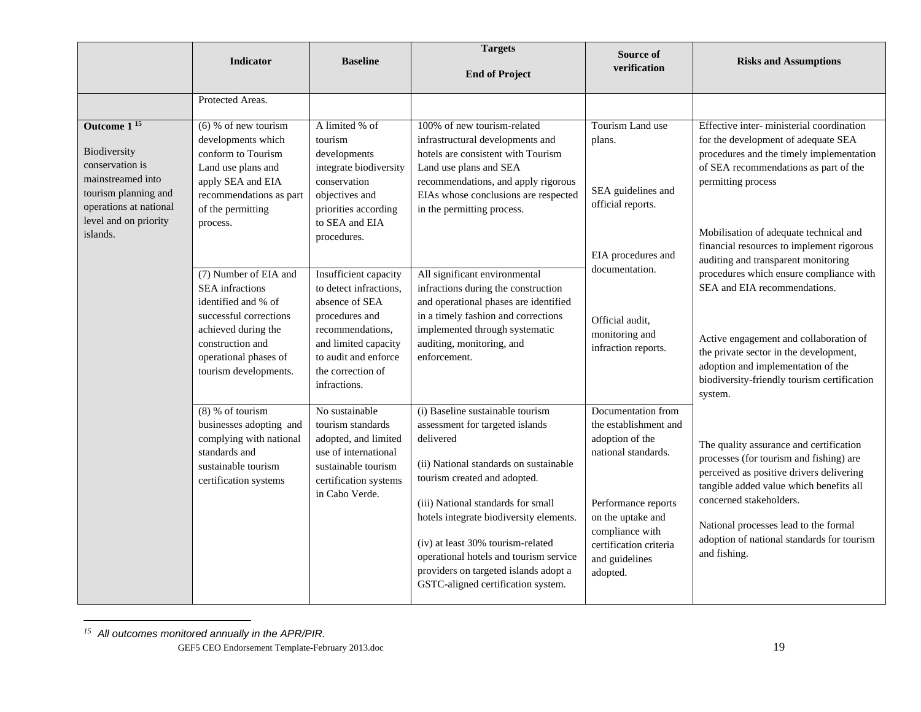| | Indicator | Baseline | Targets<br><br>End of Project | Source of verification | Risks and Assumptions |
|---|---|---|---|---|---|
| | Protected Areas. | | | | |
| **Outcome 1** [15]<br><br>Biodiversity conservation is mainstreamed into tourism planning and operations at national level and on priority islands. | (6) % of new tourism developments which conform to Tourism Land use plans and apply SEA and EIA recommendations as part of the permitting process. | A limited % of tourism developments integrate biodiversity conservation objectives and priorities according to SEA and EIA procedures. | 100% of new tourism-related infrastructural developments and hotels are consistent with Tourism Land use plans and SEA recommendations, and apply rigorous EIAs whose conclusions are respected in the permitting process. | Tourism Land use plans.<br><br>SEA guidelines and official reports.<br><br>EIA procedures and documentation. | Effective inter- ministerial coordination for the development of adequate SEA procedures and the timely implementation of SEA recommendations as part of the permitting process<br><br>Mobilisation of adequate technical and financial resources to implement rigorous auditing and transparent monitoring procedures which ensure compliance with SEA and EIA recommendations. |
| | (7) Number of EIA and SEA infractions identified and % of successful corrections achieved during the construction and operational phases of tourism developments. | Insufficient capacity to detect infractions, absence of SEA procedures and recommendations, and limited capacity to audit and enforce the correction of infractions. | All significant environmental infractions during the construction and operational phases are identified in a timely fashion and corrections implemented through systematic auditing, monitoring, and enforcement. | Official audit, monitoring and infraction reports. | Active engagement and collaboration of the private sector in the development, adoption and implementation of the biodiversity-friendly tourism certification system. |
| | (8) % of tourism businesses adopting and complying with national standards and sustainable tourism certification systems | No sustainable tourism standards adopted, and limited use of international sustainable tourism certification systems in Cabo Verde. | (i) Baseline sustainable tourism assessment for targeted islands delivered<br><br>(ii) National standards on sustainable tourism created and adopted.<br><br>(iii) National standards for small hotels integrate biodiversity elements.<br><br>(iv) at least 30% tourism-related operational hotels and tourism service providers on targeted islands adopt a GSTC-aligned certification system. | Documentation from the establishment and adoption of the national standards.<br><br>Performance reports on the uptake and compliance with certification criteria and guidelines adopted. | The quality assurance and certification processes (for tourism and fishing) are perceived as positive drivers delivering tangible added value which benefits all concerned stakeholders.<br><br>National processes lead to the formal adoption of national standards for tourism and fishing. |

[15] *All outcomes monitored annually in the APR/PIR.*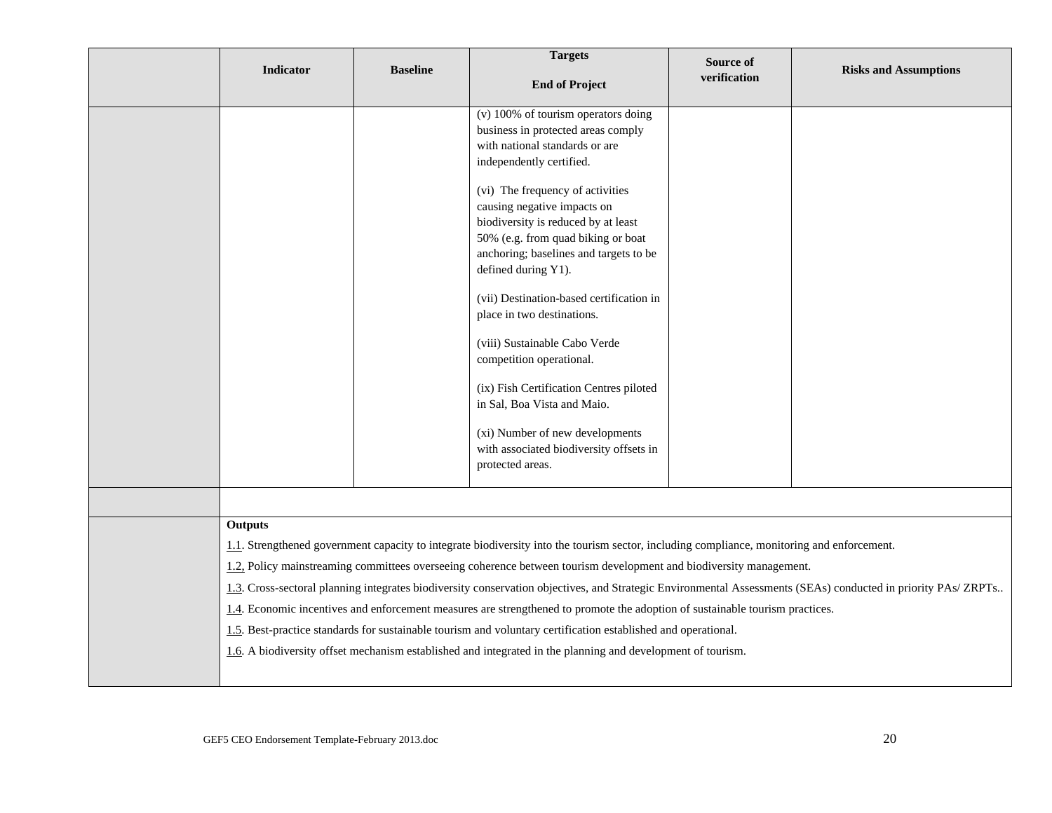| | Indicator | Baseline | Targets<br><br>End of Project | Source of verification | Risks and Assumptions |
|---|---|---|---|---|---|
| | | | (v) 100% of tourism operators doing business in protected areas comply with national standards or are independently certified.<br><br>(vi) The frequency of activities causing negative impacts on biodiversity is reduced by at least 50% (e.g. from quad biking or boat anchoring; baselines and targets to be defined during Y1).<br><br>(vii) Destination-based certification in place in two destinations.<br><br>(viii) Sustainable Cabo Verde competition operational.<br><br>(ix) Fish Certification Centres piloted in Sal, Boa Vista and Maio.<br><br>(xi) Number of new developments with associated biodiversity offsets in protected areas. | | |
| | | | | | |
| | **Outputs**<br><br>1.1. Strengthened government capacity to integrate biodiversity into the tourism sector, including compliance, monitoring and enforcement.<br><br>1.2, Policy mainstreaming committees overseeing coherence between tourism development and biodiversity management.<br><br>1.3. Cross-sectoral planning integrates biodiversity conservation objectives, and Strategic Environmental Assessments (SEAs) conducted in priority PAs/ ZRPTs..<br><br>1.4. Economic incentives and enforcement measures are strengthened to promote the adoption of sustainable tourism practices.<br><br>1.5. Best-practice standards for sustainable tourism and voluntary certification established and operational.<br><br>1.6. A biodiversity offset mechanism established and integrated in the planning and development of tourism. | | | | |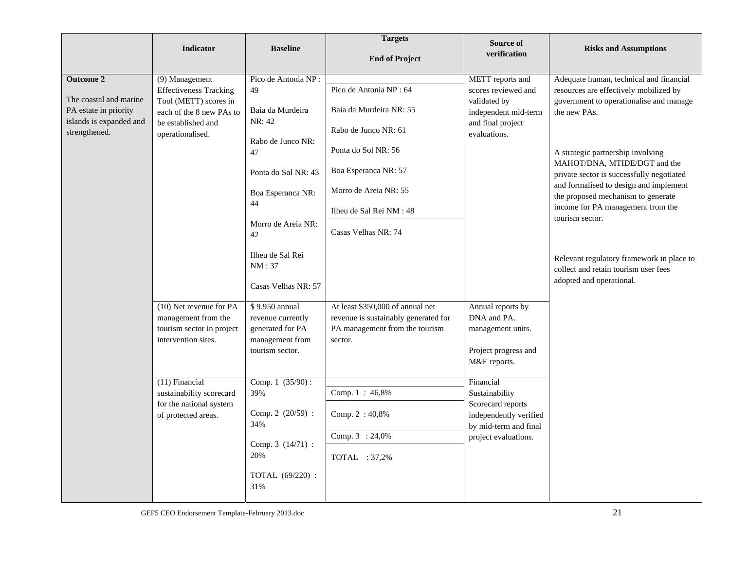| | Indicator | Baseline | Targets<br><br>End of Project | Source of verification | Risks and Assumptions |
|---|---|---|---|---|---|
| **Outcome 2**<br><br>The coastal and marine PA estate in priority islands is expanded and strengthened. | (9) Management Effectiveness Tracking Tool (METT) scores in each of the 8 new PAs to be established and operationalised. | Pico de Antonia NP : 49<br><br>Baia da Murdeira NR: 42<br><br>Rabo de Junco NR: 47<br><br>Ponta do Sol NR: 43<br><br>Boa Esperanca NR: 44<br><br>Morro de Areia NR: 42<br><br>Ilheu de Sal Rei NM : 37<br><br>Casas Velhas NR: 57 | Pico de Antonia NP : 64<br><br>Baia da Murdeira NR: 55<br><br>Rabo de Junco NR: 61<br><br>Ponta do Sol NR: 56<br><br>Boa Esperanca NR: 57<br><br>Morro de Areia NR: 55<br><br>Ilheu de Sal Rei NM : 48<br><br>Casas Velhas NR: 74 | METT reports and scores reviewed and validated by independent mid-term and final project evaluations. | Adequate human, technical and financial resources are effectively mobilized by government to operationalise and manage the new PAs.<br><br>A strategic partnership involving MAHOT/DNA, MTIDE/DGT and the private sector is successfully negotiated and formalised to design and implement the proposed mechanism to generate income for PA management from the tourism sector.<br><br>Relevant regulatory framework in place to collect and retain tourism user fees adopted and operational. |
| | (10) Net revenue for PA management from the tourism sector in project intervention sites. | $ 9.950 annual revenue currently generated for PA management from tourism sector. | At least $350,000 of annual net revenue is sustainably generated for PA management from the tourism sector. | Annual reports by DNA and PA. management units.<br><br>Project progress and M&E reports. | |
| | (11) Financial sustainability scorecard for the national system of protected areas. | Comp. 1 (35/90) : 39%<br><br>Comp. 2 (20/59) : 34%<br><br>Comp. 3 (14/71) : 20%<br><br>TOTAL (69/220) : 31% | Comp. 1 : 46,8%<br><br>Comp. 2 : 40,8%<br><br>Comp. 3 : 24,0%<br><br>TOTAL : 37,2% | Financial Sustainability Scorecard reports independently verified by mid-term and final project evaluations. | |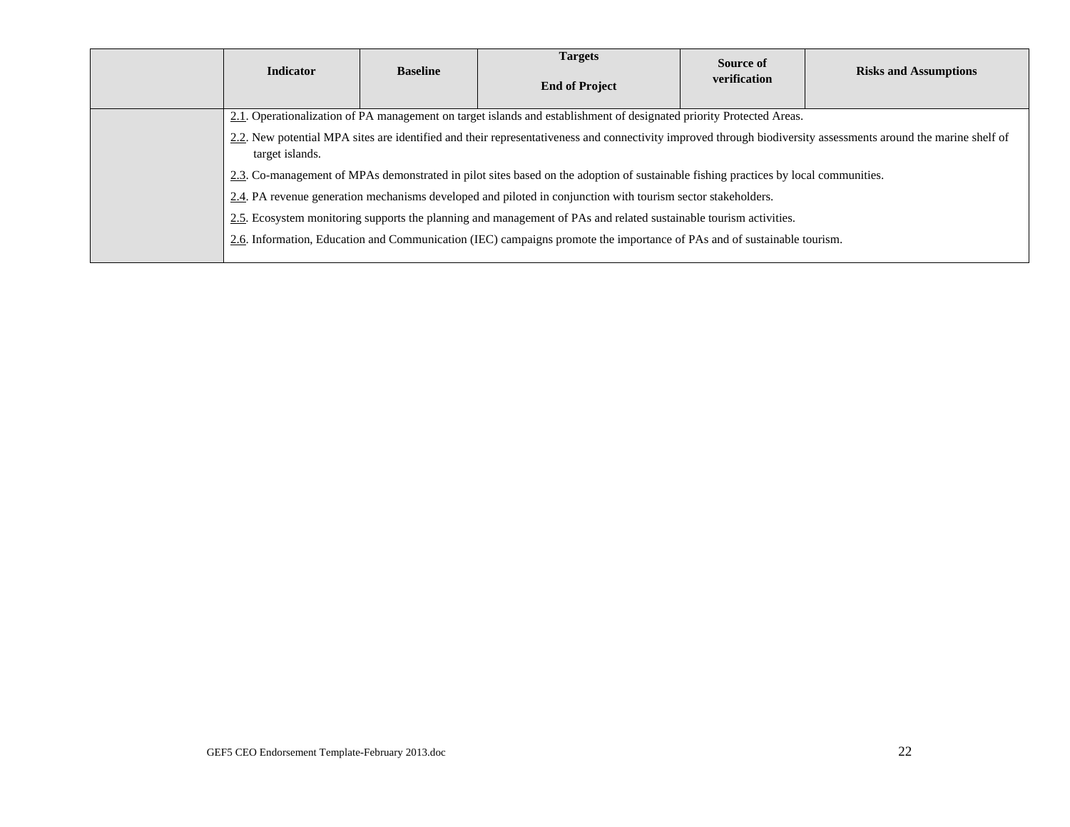| | Indicator | Baseline | Targets<br><br>End of Project | Source of verification | Risks and Assumptions |
|---|---|---|---|---|---|
| | 2.1. Operationalization of PA management on target islands and establishment of designated priority Protected Areas.<br>2.2. New potential MPA sites are identified and their representativeness and connectivity improved through biodiversity assessments around the marine shelf of target islands.<br>2.3. Co-management of MPAs demonstrated in pilot sites based on the adoption of sustainable fishing practices by local communities.<br>2.4. PA revenue generation mechanisms developed and piloted in conjunction with tourism sector stakeholders.<br>2.5. Ecosystem monitoring supports the planning and management of PAs and related sustainable tourism activities.<br>2.6. Information, Education and Communication (IEC) campaigns promote the importance of PAs and of sustainable tourism. | | | | |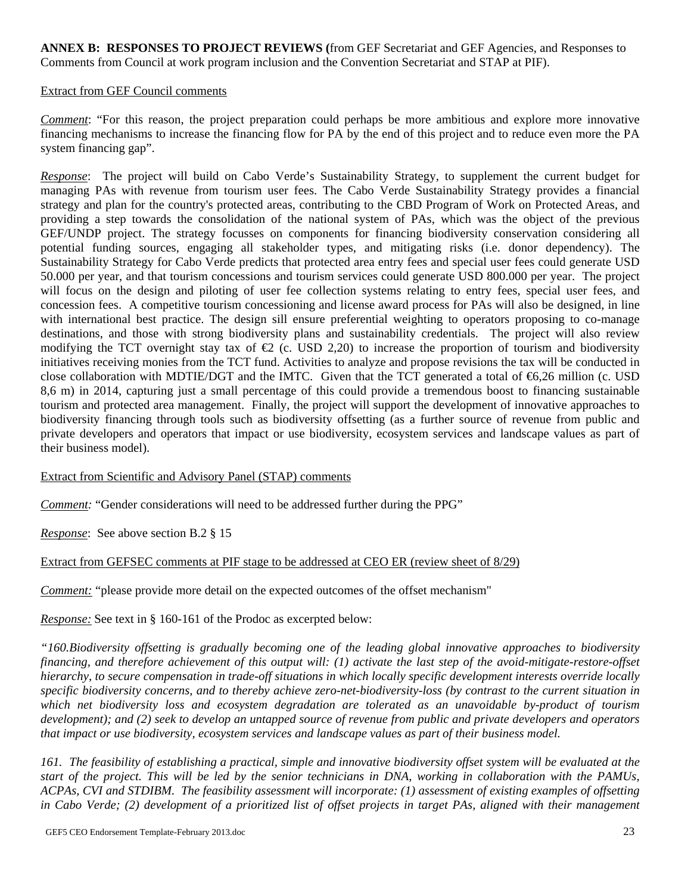**ANNEX B: RESPONSES TO PROJECT REVIEWS (**from GEF Secretariat and GEF Agencies, and Responses to Comments from Council at work program inclusion and the Convention Secretariat and STAP at PIF).

Extract from GEF Council comments

*Comment*: "For this reason, the project preparation could perhaps be more ambitious and explore more innovative financing mechanisms to increase the financing flow for PA by the end of this project and to reduce even more the PA system financing gap".

*Response*: The project will build on Cabo Verde's Sustainability Strategy, to supplement the current budget for managing PAs with revenue from tourism user fees. The Cabo Verde Sustainability Strategy provides a financial strategy and plan for the country's protected areas, contributing to the CBD Program of Work on Protected Areas, and providing a step towards the consolidation of the national system of PAs, which was the object of the previous GEF/UNDP project. The strategy focusses on components for financing biodiversity conservation considering all potential funding sources, engaging all stakeholder types, and mitigating risks (i.e. donor dependency). The Sustainability Strategy for Cabo Verde predicts that protected area entry fees and special user fees could generate USD 50.000 per year, and that tourism concessions and tourism services could generate USD 800.000 per year. The project will focus on the design and piloting of user fee collection systems relating to entry fees, special user fees, and concession fees. A competitive tourism concessioning and license award process for PAs will also be designed, in line with international best practice. The design sill ensure preferential weighting to operators proposing to co-manage destinations, and those with strong biodiversity plans and sustainability credentials. The project will also review modifying the TCT overnight stay tax of €2 (c. USD 2,20) to increase the proportion of tourism and biodiversity initiatives receiving monies from the TCT fund. Activities to analyze and propose revisions the tax will be conducted in close collaboration with MDTIE/DGT and the IMTC. Given that the TCT generated a total of €6,26 million (c. USD 8,6 m) in 2014, capturing just a small percentage of this could provide a tremendous boost to financing sustainable tourism and protected area management. Finally, the project will support the development of innovative approaches to biodiversity financing through tools such as biodiversity offsetting (as a further source of revenue from public and private developers and operators that impact or use biodiversity, ecosystem services and landscape values as part of their business model).

Extract from Scientific and Advisory Panel (STAP) comments

*Comment:* "Gender considerations will need to be addressed further during the PPG"

*Response*: See above section B.2 § 15

Extract from GEFSEC comments at PIF stage to be addressed at CEO ER (review sheet of 8/29)

*Comment:* "please provide more detail on the expected outcomes of the offset mechanism"

*Response:* See text in § 160-161 of the Prodoc as excerpted below:

*"160.Biodiversity offsetting is gradually becoming one of the leading global innovative approaches to biodiversity financing, and therefore achievement of this output will: (1) activate the last step of the avoid-mitigate-restore-offset hierarchy, to secure compensation in trade-off situations in which locally specific development interests override locally specific biodiversity concerns, and to thereby achieve zero-net-biodiversity-loss (by contrast to the current situation in which net biodiversity loss and ecosystem degradation are tolerated as an unavoidable by-product of tourism development); and (2) seek to develop an untapped source of revenue from public and private developers and operators that impact or use biodiversity, ecosystem services and landscape values as part of their business model.*

*161. The feasibility of establishing a practical, simple and innovative biodiversity offset system will be evaluated at the start of the project. This will be led by the senior technicians in DNA, working in collaboration with the PAMUs, ACPAs, CVI and STDIBM. The feasibility assessment will incorporate: (1) assessment of existing examples of offsetting in Cabo Verde; (2) development of a prioritized list of offset projects in target PAs, aligned with their management*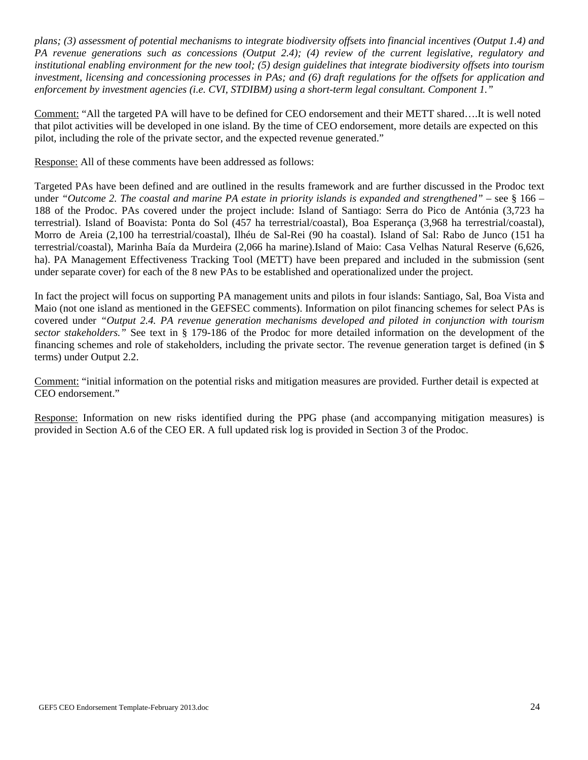*plans; (3) assessment of potential mechanisms to integrate biodiversity offsets into financial incentives (Output 1.4) and PA revenue generations such as concessions (Output 2.4); (4) review of the current legislative, regulatory and institutional enabling environment for the new tool; (5) design guidelines that integrate biodiversity offsets into tourism investment, licensing and concessioning processes in PAs; and (6) draft regulations for the offsets for application and enforcement by investment agencies (i.e. CVI, STDIBM) using a short-term legal consultant. Component 1."*

<u>Comment:</u> "All the targeted PA will have to be defined for CEO endorsement and their METT shared….It is well noted that pilot activities will be developed in one island. By the time of CEO endorsement, more details are expected on this pilot, including the role of the private sector, and the expected revenue generated."

<u>Response:</u> All of these comments have been addressed as follows:

Targeted PAs have been defined and are outlined in the results framework and are further discussed in the Prodoc text under *"Outcome 2. The coastal and marine PA estate in priority islands is expanded and strengthened"* – see § 166 – 188 of the Prodoc. PAs covered under the project include: Island of Santiago: Serra do Pico de Antónia (3,723 ha terrestrial). Island of Boavista: Ponta do Sol (457 ha terrestrial/coastal), Boa Esperança (3,968 ha terrestrial/coastal), Morro de Areia (2,100 ha terrestrial/coastal), Ilhéu de Sal-Rei (90 ha coastal). Island of Sal: Rabo de Junco (151 ha terrestrial/coastal), Marinha Baía da Murdeira (2,066 ha marine).Island of Maio: Casa Velhas Natural Reserve (6,626, ha). PA Management Effectiveness Tracking Tool (METT) have been prepared and included in the submission (sent under separate cover) for each of the 8 new PAs to be established and operationalized under the project.

In fact the project will focus on supporting PA management units and pilots in four islands: Santiago, Sal, Boa Vista and Maio (not one island as mentioned in the GEFSEC comments). Information on pilot financing schemes for select PAs is covered under *"Output 2.4. PA revenue generation mechanisms developed and piloted in conjunction with tourism sector stakeholders."* See text in § 179-186 of the Prodoc for more detailed information on the development of the financing schemes and role of stakeholders, including the private sector. The revenue generation target is defined (in $ terms) under Output 2.2.

<u>Comment:</u> "initial information on the potential risks and mitigation measures are provided. Further detail is expected at CEO endorsement."

<u>Response:</u> Information on new risks identified during the PPG phase (and accompanying mitigation measures) is provided in Section A.6 of the CEO ER. A full updated risk log is provided in Section 3 of the Prodoc.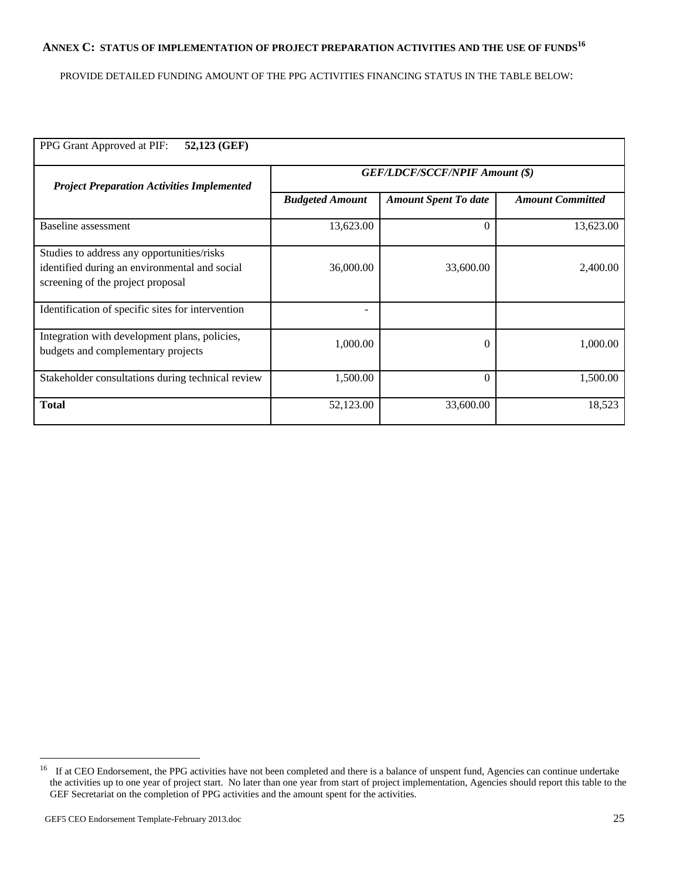## ANNEX C: STATUS OF IMPLEMENTATION OF PROJECT PREPARATION ACTIVITIES AND THE USE OF FUNDS[16]

PROVIDE DETAILED FUNDING AMOUNT OF THE PPG ACTIVITIES FINANCING STATUS IN THE TABLE BELOW:

| PPG Grant Approved at PIF: **52,123 (GEF)** | | | |
|---|---|---|---|
| ***Project Preparation Activities Implemented*** | ***GEF/LDCF/SCCF/NPIF Amount ($)*** | | |
| | ***Budgeted Amount*** | ***Amount Spent To date*** | ***Amount Committed*** |
| Baseline assessment | 13,623.00 | 0 | 13,623.00 |
| Studies to address any opportunities/risks identified during an environmental and social screening of the project proposal | 36,000.00 | 33,600.00 | 2,400.00 |
| Identification of specific sites for intervention | - | | |
| Integration with development plans, policies, budgets and complementary projects | 1,000.00 | 0 | 1,000.00 |
| Stakeholder consultations during technical review | 1,500.00 | 0 | 1,500.00 |
| **Total** | 52,123.00 | 33,600.00 | 18,523 |

[16] If at CEO Endorsement, the PPG activities have not been completed and there is a balance of unspent fund, Agencies can continue undertake the activities up to one year of project start. No later than one year from start of project implementation, Agencies should report this table to the GEF Secretariat on the completion of PPG activities and the amount spent for the activities.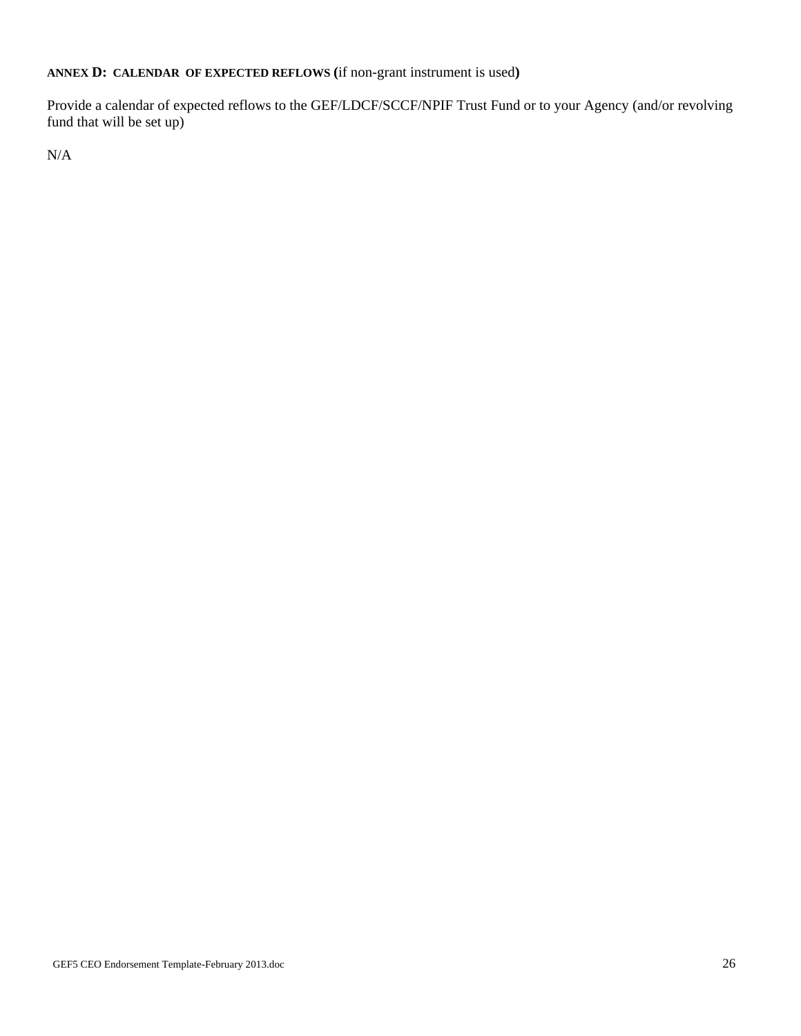**ANNEX D: CALENDAR OF EXPECTED REFLOWS (**if non-grant instrument is used**)**

Provide a calendar of expected reflows to the GEF/LDCF/SCCF/NPIF Trust Fund or to your Agency (and/or revolving fund that will be set up)

N/A